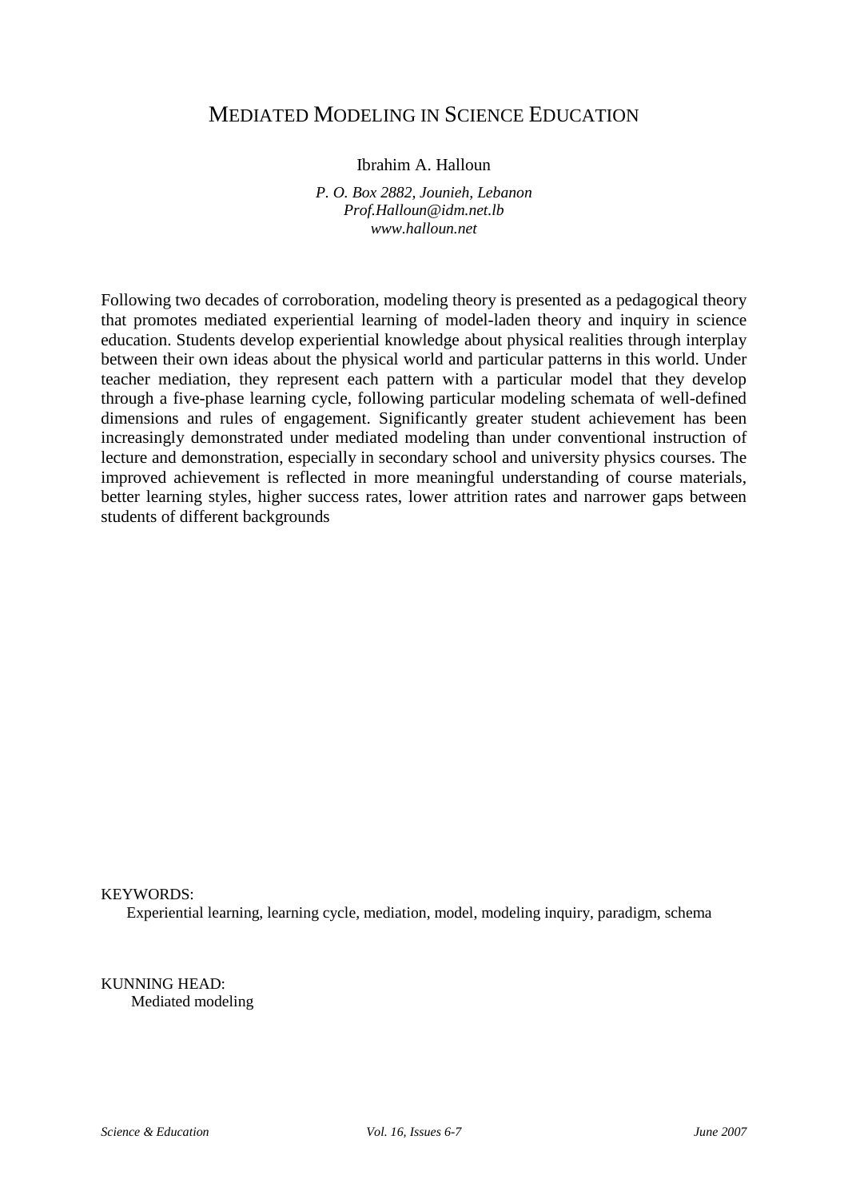# MEDIATED MODELING IN SCIENCE EDUCATION

Ibrahim A. Halloun

*P. O. Box 2882, Jounieh, Lebanon*
*Prof.Halloun@idm.net.lb*
*www.halloun.net*

Following two decades of corroboration, modeling theory is presented as a pedagogical theory that promotes mediated experiential learning of model-laden theory and inquiry in science education. Students develop experiential knowledge about physical realities through interplay between their own ideas about the physical world and particular patterns in this world. Under teacher mediation, they represent each pattern with a particular model that they develop through a five-phase learning cycle, following particular modeling schemata of well-defined dimensions and rules of engagement. Significantly greater student achievement has been increasingly demonstrated under mediated modeling than under conventional instruction of lecture and demonstration, especially in secondary school and university physics courses. The improved achievement is reflected in more meaningful understanding of course materials, better learning styles, higher success rates, lower attrition rates and narrower gaps between students of different backgrounds

KEYWORDS:
Experiential learning, learning cycle, mediation, model, modeling inquiry, paradigm, schema

KUNNING HEAD:
Mediated modeling

*Science & Education* *Vol. 16, Issues 6-7* *June 2007*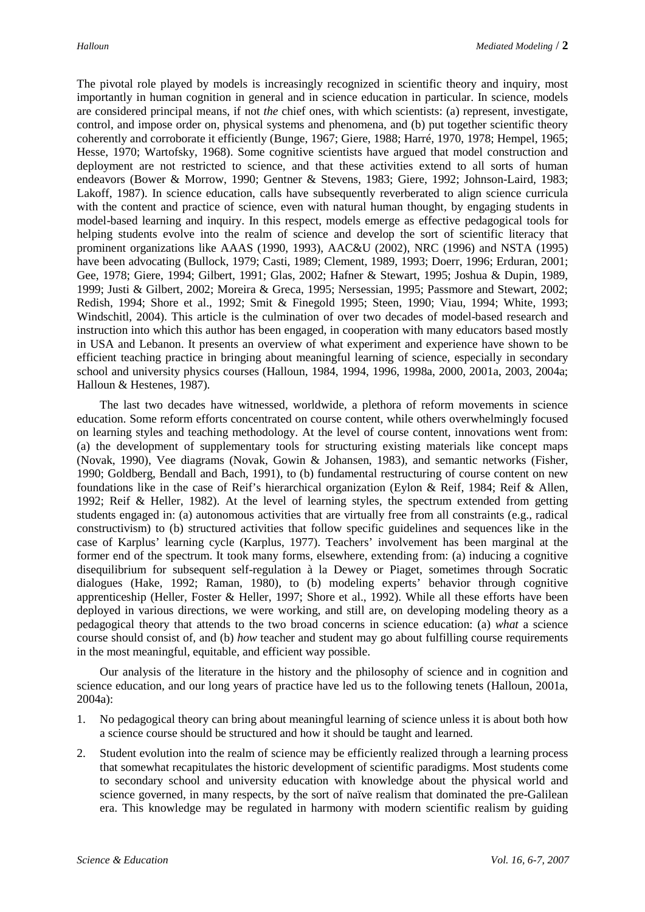The pivotal role played by models is increasingly recognized in scientific theory and inquiry, most importantly in human cognition in general and in science education in particular. In science, models are considered principal means, if not *the* chief ones, with which scientists: (a) represent, investigate, control, and impose order on, physical systems and phenomena, and (b) put together scientific theory coherently and corroborate it efficiently (Bunge, 1967; Giere, 1988; Harré, 1970, 1978; Hempel, 1965; Hesse, 1970; Wartofsky, 1968). Some cognitive scientists have argued that model construction and deployment are not restricted to science, and that these activities extend to all sorts of human endeavors (Bower & Morrow, 1990; Gentner & Stevens, 1983; Giere, 1992; Johnson-Laird, 1983; Lakoff, 1987). In science education, calls have subsequently reverberated to align science curricula with the content and practice of science, even with natural human thought, by engaging students in model-based learning and inquiry. In this respect, models emerge as effective pedagogical tools for helping students evolve into the realm of science and develop the sort of scientific literacy that prominent organizations like AAAS (1990, 1993), AAC&U (2002), NRC (1996) and NSTA (1995) have been advocating (Bullock, 1979; Casti, 1989; Clement, 1989, 1993; Doerr, 1996; Erduran, 2001; Gee, 1978; Giere, 1994; Gilbert, 1991; Glas, 2002; Hafner & Stewart, 1995; Joshua & Dupin, 1989, 1999; Justi & Gilbert, 2002; Moreira & Greca, 1995; Nersessian, 1995; Passmore and Stewart, 2002; Redish, 1994; Shore et al., 1992; Smit & Finegold 1995; Steen, 1990; Viau, 1994; White, 1993; Windschitl, 2004). This article is the culmination of over two decades of model-based research and instruction into which this author has been engaged, in cooperation with many educators based mostly in USA and Lebanon. It presents an overview of what experiment and experience have shown to be efficient teaching practice in bringing about meaningful learning of science, especially in secondary school and university physics courses (Halloun, 1984, 1994, 1996, 1998a, 2000, 2001a, 2003, 2004a; Halloun & Hestenes, 1987).

The last two decades have witnessed, worldwide, a plethora of reform movements in science education. Some reform efforts concentrated on course content, while others overwhelmingly focused on learning styles and teaching methodology. At the level of course content, innovations went from: (a) the development of supplementary tools for structuring existing materials like concept maps (Novak, 1990), Vee diagrams (Novak, Gowin & Johansen, 1983), and semantic networks (Fisher, 1990; Goldberg, Bendall and Bach, 1991), to (b) fundamental restructuring of course content on new foundations like in the case of Reif's hierarchical organization (Eylon & Reif, 1984; Reif & Allen, 1992; Reif & Heller, 1982). At the level of learning styles, the spectrum extended from getting students engaged in: (a) autonomous activities that are virtually free from all constraints (e.g., radical constructivism) to (b) structured activities that follow specific guidelines and sequences like in the case of Karplus' learning cycle (Karplus, 1977). Teachers' involvement has been marginal at the former end of the spectrum. It took many forms, elsewhere, extending from: (a) inducing a cognitive disequilibrium for subsequent self-regulation à la Dewey or Piaget, sometimes through Socratic dialogues (Hake, 1992; Raman, 1980), to (b) modeling experts' behavior through cognitive apprenticeship (Heller, Foster & Heller, 1997; Shore et al., 1992). While all these efforts have been deployed in various directions, we were working, and still are, on developing modeling theory as a pedagogical theory that attends to the two broad concerns in science education: (a) *what* a science course should consist of, and (b) *how* teacher and student may go about fulfilling course requirements in the most meaningful, equitable, and efficient way possible.

Our analysis of the literature in the history and the philosophy of science and in cognition and science education, and our long years of practice have led us to the following tenets (Halloun, 2001a, 2004a):

1. No pedagogical theory can bring about meaningful learning of science unless it is about both how a science course should be structured and how it should be taught and learned.
2. Student evolution into the realm of science may be efficiently realized through a learning process that somewhat recapitulates the historic development of scientific paradigms. Most students come to secondary school and university education with knowledge about the physical world and science governed, in many respects, by the sort of naïve realism that dominated the pre-Galilean era. This knowledge may be regulated in harmony with modern scientific realism by guiding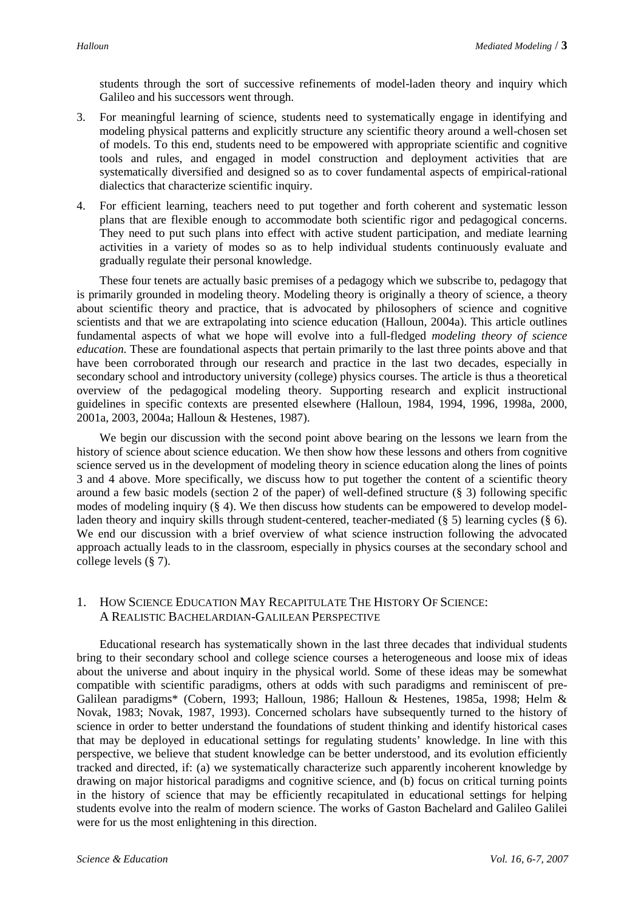students through the sort of successive refinements of model-laden theory and inquiry which Galileo and his successors went through.

3. For meaningful learning of science, students need to systematically engage in identifying and modeling physical patterns and explicitly structure any scientific theory around a well-chosen set of models. To this end, students need to be empowered with appropriate scientific and cognitive tools and rules, and engaged in model construction and deployment activities that are systematically diversified and designed so as to cover fundamental aspects of empirical-rational dialectics that characterize scientific inquiry.
4. For efficient learning, teachers need to put together and forth coherent and systematic lesson plans that are flexible enough to accommodate both scientific rigor and pedagogical concerns. They need to put such plans into effect with active student participation, and mediate learning activities in a variety of modes so as to help individual students continuously evaluate and gradually regulate their personal knowledge.

These four tenets are actually basic premises of a pedagogy which we subscribe to, pedagogy that is primarily grounded in modeling theory. Modeling theory is originally a theory of science, a theory about scientific theory and practice, that is advocated by philosophers of science and cognitive scientists and that we are extrapolating into science education (Halloun, 2004a). This article outlines fundamental aspects of what we hope will evolve into a full-fledged *modeling theory of science education*. These are foundational aspects that pertain primarily to the last three points above and that have been corroborated through our research and practice in the last two decades, especially in secondary school and introductory university (college) physics courses. The article is thus a theoretical overview of the pedagogical modeling theory. Supporting research and explicit instructional guidelines in specific contexts are presented elsewhere (Halloun, 1984, 1994, 1996, 1998a, 2000, 2001a, 2003, 2004a; Halloun & Hestenes, 1987).

We begin our discussion with the second point above bearing on the lessons we learn from the history of science about science education. We then show how these lessons and others from cognitive science served us in the development of modeling theory in science education along the lines of points 3 and 4 above. More specifically, we discuss how to put together the content of a scientific theory around a few basic models (section 2 of the paper) of well-defined structure (§ 3) following specific modes of modeling inquiry (§ 4). We then discuss how students can be empowered to develop model-laden theory and inquiry skills through student-centered, teacher-mediated (§ 5) learning cycles (§ 6). We end our discussion with a brief overview of what science instruction following the advocated approach actually leads to in the classroom, especially in physics courses at the secondary school and college levels (§ 7).

## 1. How Science Education May Recapitulate The History Of Science: A Realistic Bachelardian-Galilean Perspective

Educational research has systematically shown in the last three decades that individual students bring to their secondary school and college science courses a heterogeneous and loose mix of ideas about the universe and about inquiry in the physical world. Some of these ideas may be somewhat compatible with scientific paradigms, others at odds with such paradigms and reminiscent of pre-Galilean paradigms* (Cobern, 1993; Halloun, 1986; Halloun & Hestenes, 1985a, 1998; Helm & Novak, 1983; Novak, 1987, 1993). Concerned scholars have subsequently turned to the history of science in order to better understand the foundations of student thinking and identify historical cases that may be deployed in educational settings for regulating students' knowledge. In line with this perspective, we believe that student knowledge can be better understood, and its evolution efficiently tracked and directed, if: (a) we systematically characterize such apparently incoherent knowledge by drawing on major historical paradigms and cognitive science, and (b) focus on critical turning points in the history of science that may be efficiently recapitulated in educational settings for helping students evolve into the realm of modern science. The works of Gaston Bachelard and Galileo Galilei were for us the most enlightening in this direction.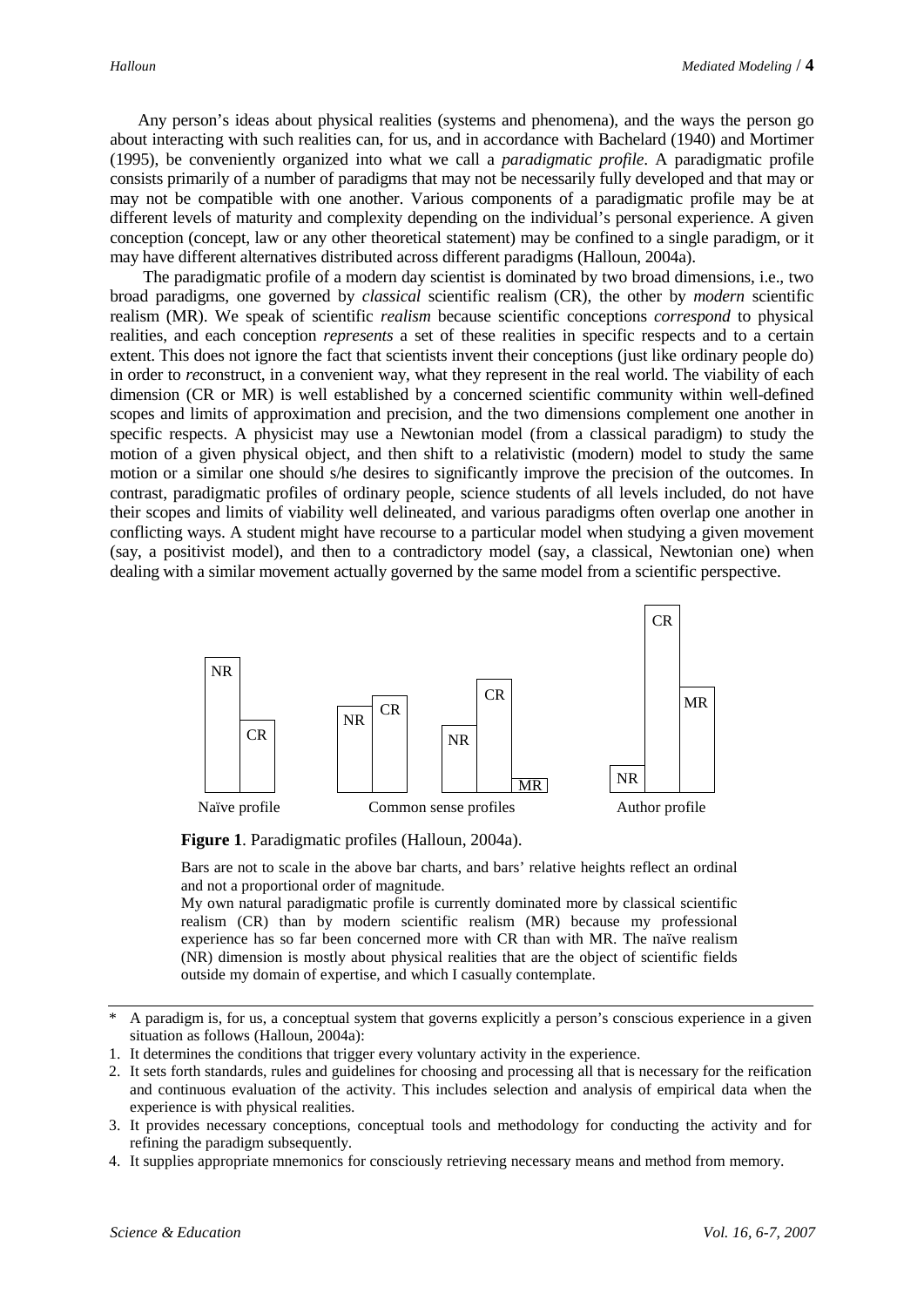Any person's ideas about physical realities (systems and phenomena), and the ways the person go about interacting with such realities can, for us, and in accordance with Bachelard (1940) and Mortimer (1995), be conveniently organized into what we call a *paradigmatic profile*. A paradigmatic profile consists primarily of a number of paradigms that may not be necessarily fully developed and that may or may not be compatible with one another. Various components of a paradigmatic profile may be at different levels of maturity and complexity depending on the individual's personal experience. A given conception (concept, law or any other theoretical statement) may be confined to a single paradigm, or it may have different alternatives distributed across different paradigms (Halloun, 2004a).

The paradigmatic profile of a modern day scientist is dominated by two broad dimensions, i.e., two broad paradigms, one governed by *classical* scientific realism (CR), the other by *modern* scientific realism (MR). We speak of scientific *realism* because scientific conceptions *correspond* to physical realities, and each conception *represents* a set of these realities in specific respects and to a certain extent. This does not ignore the fact that scientists invent their conceptions (just like ordinary people do) in order to *re*construct, in a convenient way, what they represent in the real world. The viability of each dimension (CR or MR) is well established by a concerned scientific community within well-defined scopes and limits of approximation and precision, and the two dimensions complement one another in specific respects. A physicist may use a Newtonian model (from a classical paradigm) to study the motion of a given physical object, and then shift to a relativistic (modern) model to study the same motion or a similar one should s/he desires to significantly improve the precision of the outcomes. In contrast, paradigmatic profiles of ordinary people, science students of all levels included, do not have their scopes and limits of viability well delineated, and various paradigms often overlap one another in conflicting ways. A student might have recourse to a particular model when studying a given movement (say, a positivist model), and then to a contradictory model (say, a classical, Newtonian one) when dealing with a similar movement actually governed by the same model from a scientific perspective.

NR CR

Naïve profile

NR CR NR CR MR

Common sense profiles

NR CR MR

Author profile

**Figure 1**. Paradigmatic profiles (Halloun, 2004a).

Bars are not to scale in the above bar charts, and bars' relative heights reflect an ordinal and not a proportional order of magnitude.

My own natural paradigmatic profile is currently dominated more by classical scientific realism (CR) than by modern scientific realism (MR) because my professional experience has so far been concerned more with CR than with MR. The naïve realism (NR) dimension is mostly about physical realities that are the object of scientific fields outside my domain of expertise, and which I casually contemplate.

---

\* A paradigm is, for us, a conceptual system that governs explicitly a person's conscious experience in a given situation as follows (Halloun, 2004a):

1. It determines the conditions that trigger every voluntary activity in the experience.
2. It sets forth standards, rules and guidelines for choosing and processing all that is necessary for the reification and continuous evaluation of the activity. This includes selection and analysis of empirical data when the experience is with physical realities.
3. It provides necessary conceptions, conceptual tools and methodology for conducting the activity and for refining the paradigm subsequently.
4. It supplies appropriate mnemonics for consciously retrieving necessary means and method from memory.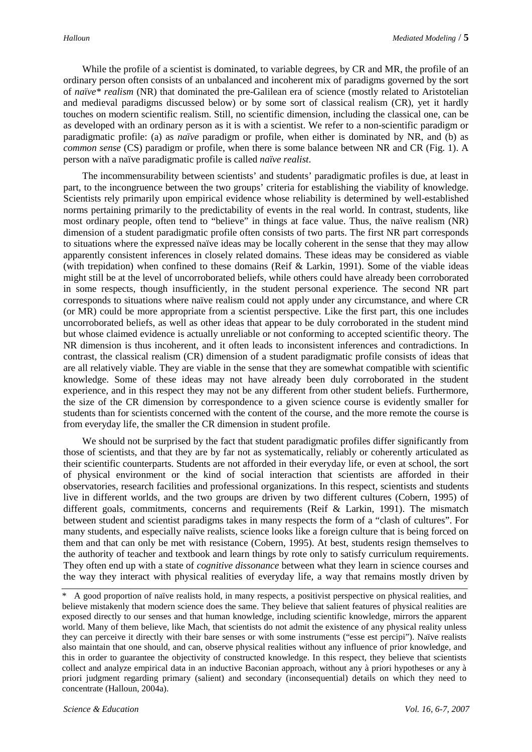While the profile of a scientist is dominated, to variable degrees, by CR and MR, the profile of an ordinary person often consists of an unbalanced and incoherent mix of paradigms governed by the sort of *naïve\* realism* (NR) that dominated the pre-Galilean era of science (mostly related to Aristotelian and medieval paradigms discussed below) or by some sort of classical realism (CR), yet it hardly touches on modern scientific realism. Still, no scientific dimension, including the classical one, can be as developed with an ordinary person as it is with a scientist. We refer to a non-scientific paradigm or paradigmatic profile: (a) as *naïve* paradigm or profile, when either is dominated by NR, and (b) as *common sense* (CS) paradigm or profile, when there is some balance between NR and CR (Fig. 1). A person with a naïve paradigmatic profile is called *naïve realist*.

The incommensurability between scientists' and students' paradigmatic profiles is due, at least in part, to the incongruence between the two groups' criteria for establishing the viability of knowledge. Scientists rely primarily upon empirical evidence whose reliability is determined by well-established norms pertaining primarily to the predictability of events in the real world. In contrast, students, like most ordinary people, often tend to "believe" in things at face value. Thus, the naïve realism (NR) dimension of a student paradigmatic profile often consists of two parts. The first NR part corresponds to situations where the expressed naïve ideas may be locally coherent in the sense that they may allow apparently consistent inferences in closely related domains. These ideas may be considered as viable (with trepidation) when confined to these domains (Reif & Larkin, 1991). Some of the viable ideas might still be at the level of uncorroborated beliefs, while others could have already been corroborated in some respects, though insufficiently, in the student personal experience. The second NR part corresponds to situations where naïve realism could not apply under any circumstance, and where CR (or MR) could be more appropriate from a scientist perspective. Like the first part, this one includes uncorroborated beliefs, as well as other ideas that appear to be duly corroborated in the student mind but whose claimed evidence is actually unreliable or not conforming to accepted scientific theory. The NR dimension is thus incoherent, and it often leads to inconsistent inferences and contradictions. In contrast, the classical realism (CR) dimension of a student paradigmatic profile consists of ideas that are all relatively viable. They are viable in the sense that they are somewhat compatible with scientific knowledge. Some of these ideas may not have already been duly corroborated in the student experience, and in this respect they may not be any different from other student beliefs. Furthermore, the size of the CR dimension by correspondence to a given science course is evidently smaller for students than for scientists concerned with the content of the course, and the more remote the course is from everyday life, the smaller the CR dimension in student profile.

We should not be surprised by the fact that student paradigmatic profiles differ significantly from those of scientists, and that they are by far not as systematically, reliably or coherently articulated as their scientific counterparts. Students are not afforded in their everyday life, or even at school, the sort of physical environment or the kind of social interaction that scientists are afforded in their observatories, research facilities and professional organizations. In this respect, scientists and students live in different worlds, and the two groups are driven by two different cultures (Cobern, 1995) of different goals, commitments, concerns and requirements (Reif & Larkin, 1991). The mismatch between student and scientist paradigms takes in many respects the form of a "clash of cultures". For many students, and especially naïve realists, science looks like a foreign culture that is being forced on them and that can only be met with resistance (Cobern, 1995). At best, students resign themselves to the authority of teacher and textbook and learn things by rote only to satisfy curriculum requirements. They often end up with a state of *cognitive dissonance* between what they learn in science courses and the way they interact with physical realities of everyday life, a way that remains mostly driven by

---

\* A good proportion of naïve realists hold, in many respects, a positivist perspective on physical realities, and believe mistakenly that modern science does the same. They believe that salient features of physical realities are exposed directly to our senses and that human knowledge, including scientific knowledge, mirrors the apparent world. Many of them believe, like Mach, that scientists do not admit the existence of any physical reality unless they can perceive it directly with their bare senses or with some instruments ("esse est percipi"). Naïve realists also maintain that one should, and can, observe physical realities without any influence of prior knowledge, and this in order to guarantee the objectivity of constructed knowledge. In this respect, they believe that scientists collect and analyze empirical data in an inductive Baconian approach, without any à priori hypotheses or any à priori judgment regarding primary (salient) and secondary (inconsequential) details on which they need to concentrate (Halloun, 2004a).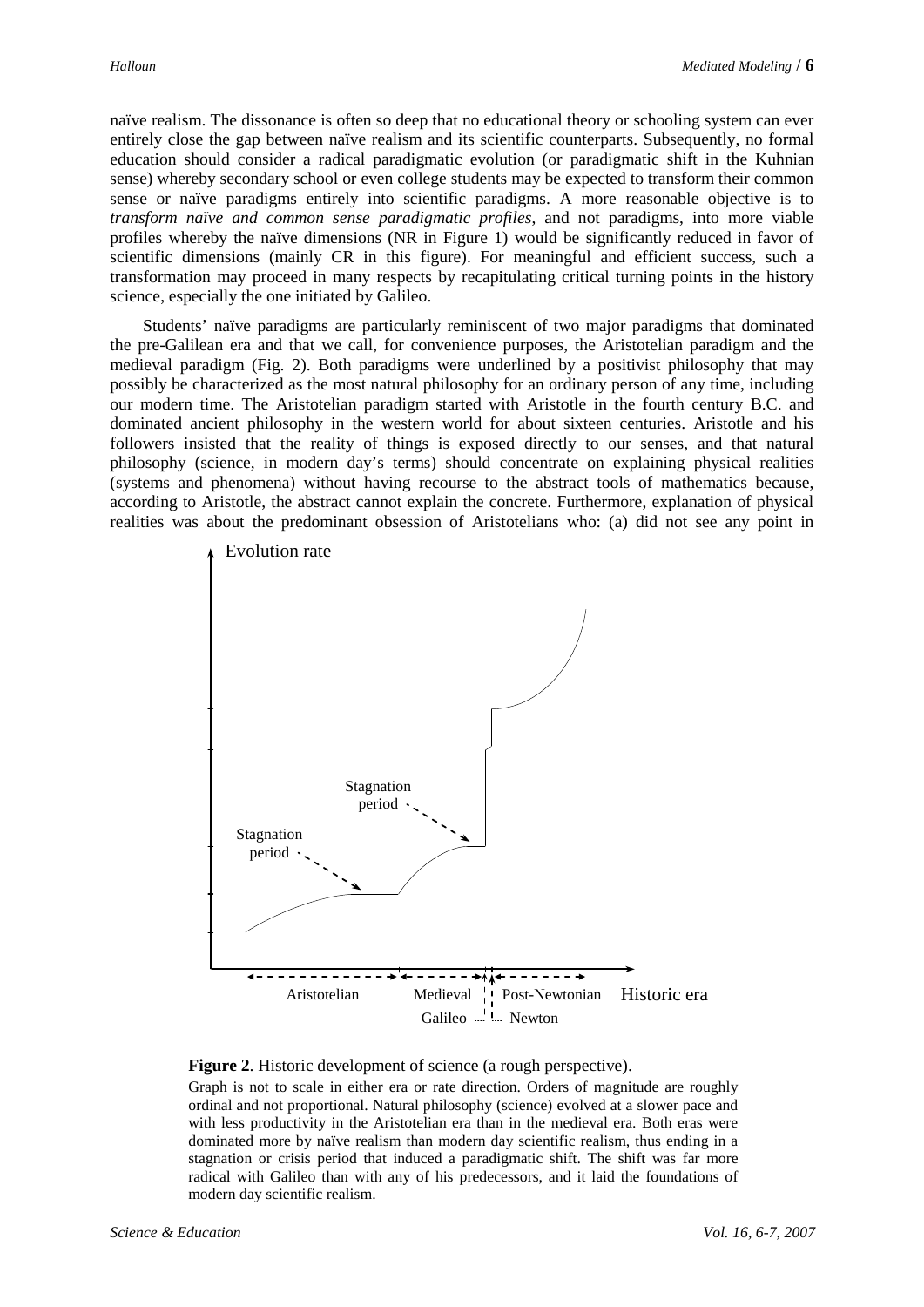naïve realism. The dissonance is often so deep that no educational theory or schooling system can ever entirely close the gap between naïve realism and its scientific counterparts. Subsequently, no formal education should consider a radical paradigmatic evolution (or paradigmatic shift in the Kuhnian sense) whereby secondary school or even college students may be expected to transform their common sense or naïve paradigms entirely into scientific paradigms. A more reasonable objective is to *transform naïve and common sense paradigmatic profiles*, and not paradigms, into more viable profiles whereby the naïve dimensions (NR in Figure 1) would be significantly reduced in favor of scientific dimensions (mainly CR in this figure). For meaningful and efficient success, such a transformation may proceed in many respects by recapitulating critical turning points in the history science, especially the one initiated by Galileo.

Students' naïve paradigms are particularly reminiscent of two major paradigms that dominated the pre-Galilean era and that we call, for convenience purposes, the Aristotelian paradigm and the medieval paradigm (Fig. 2). Both paradigms were underlined by a positivist philosophy that may possibly be characterized as the most natural philosophy for an ordinary person of any time, including our modern time. The Aristotelian paradigm started with Aristotle in the fourth century B.C. and dominated ancient philosophy in the western world for about sixteen centuries. Aristotle and his followers insisted that the reality of things is exposed directly to our senses, and that natural philosophy (science, in modern day's terms) should concentrate on explaining physical realities (systems and phenomena) without having recourse to the abstract tools of mathematics because, according to Aristotle, the abstract cannot explain the concrete. Furthermore, explanation of physical realities was about the predominant obsession of Aristotelians who: (a) did not see any point in

**Figure 2**. Historic development of science (a rough perspective).

Graph is not to scale in either era or rate direction. Orders of magnitude are roughly ordinal and not proportional. Natural philosophy (science) evolved at a slower pace and with less productivity in the Aristotelian era than in the medieval era. Both eras were dominated more by naïve realism than modern day scientific realism, thus ending in a stagnation or crisis period that induced a paradigmatic shift. The shift was far more radical with Galileo than with any of his predecessors, and it laid the foundations of modern day scientific realism.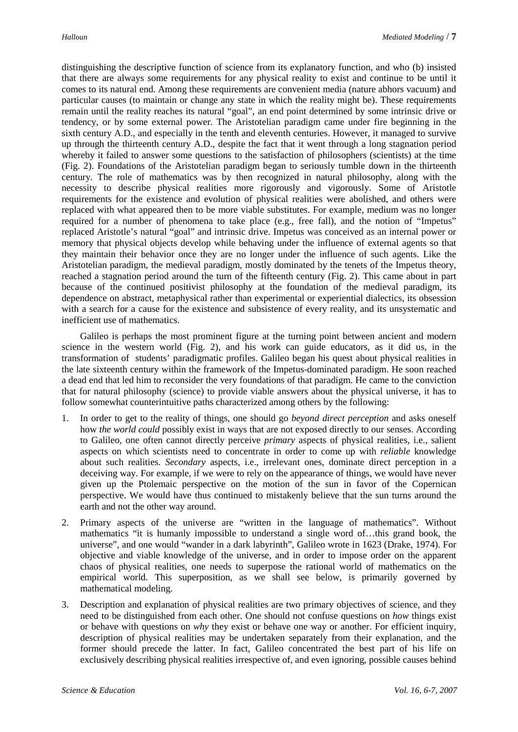distinguishing the descriptive function of science from its explanatory function, and who (b) insisted that there are always some requirements for any physical reality to exist and continue to be until it comes to its natural end. Among these requirements are convenient media (nature abhors vacuum) and particular causes (to maintain or change any state in which the reality might be). These requirements remain until the reality reaches its natural "goal", an end point determined by some intrinsic drive or tendency, or by some external power. The Aristotelian paradigm came under fire beginning in the sixth century A.D., and especially in the tenth and eleventh centuries. However, it managed to survive up through the thirteenth century A.D., despite the fact that it went through a long stagnation period whereby it failed to answer some questions to the satisfaction of philosophers (scientists) at the time (Fig. 2). Foundations of the Aristotelian paradigm began to seriously tumble down in the thirteenth century. The role of mathematics was by then recognized in natural philosophy, along with the necessity to describe physical realities more rigorously and vigorously. Some of Aristotle requirements for the existence and evolution of physical realities were abolished, and others were replaced with what appeared then to be more viable substitutes. For example, medium was no longer required for a number of phenomena to take place (e.g., free fall), and the notion of "Impetus" replaced Aristotle's natural "goal" and intrinsic drive. Impetus was conceived as an internal power or memory that physical objects develop while behaving under the influence of external agents so that they maintain their behavior once they are no longer under the influence of such agents. Like the Aristotelian paradigm, the medieval paradigm, mostly dominated by the tenets of the Impetus theory, reached a stagnation period around the turn of the fifteenth century (Fig. 2). This came about in part because of the continued positivist philosophy at the foundation of the medieval paradigm, its dependence on abstract, metaphysical rather than experimental or experiential dialectics, its obsession with a search for a cause for the existence and subsistence of every reality, and its unsystematic and inefficient use of mathematics.

Galileo is perhaps the most prominent figure at the turning point between ancient and modern science in the western world (Fig. 2), and his work can guide educators, as it did us, in the transformation of students' paradigmatic profiles. Galileo began his quest about physical realities in the late sixteenth century within the framework of the Impetus-dominated paradigm. He soon reached a dead end that led him to reconsider the very foundations of that paradigm. He came to the conviction that for natural philosophy (science) to provide viable answers about the physical universe, it has to follow somewhat counterintuitive paths characterized among others by the following:

1. In order to get to the reality of things, one should go *beyond direct perception* and asks oneself how *the world could* possibly exist in ways that are not exposed directly to our senses. According to Galileo, one often cannot directly perceive *primary* aspects of physical realities, i.e., salient aspects on which scientists need to concentrate in order to come up with *reliable* knowledge about such realities. *Secondary* aspects, i.e., irrelevant ones, dominate direct perception in a deceiving way. For example, if we were to rely on the appearance of things, we would have never given up the Ptolemaic perspective on the motion of the sun in favor of the Copernican perspective. We would have thus continued to mistakenly believe that the sun turns around the earth and not the other way around.
2. Primary aspects of the universe are "written in the language of mathematics". Without mathematics "it is humanly impossible to understand a single word of…this grand book, the universe", and one would "wander in a dark labyrinth", Galileo wrote in 1623 (Drake, 1974). For objective and viable knowledge of the universe, and in order to impose order on the apparent chaos of physical realities, one needs to superpose the rational world of mathematics on the empirical world. This superposition, as we shall see below, is primarily governed by mathematical modeling.
3. Description and explanation of physical realities are two primary objectives of science, and they need to be distinguished from each other. One should not confuse questions on *how* things exist or behave with questions on *why* they exist or behave one way or another. For efficient inquiry, description of physical realities may be undertaken separately from their explanation, and the former should precede the latter. In fact, Galileo concentrated the best part of his life on exclusively describing physical realities irrespective of, and even ignoring, possible causes behind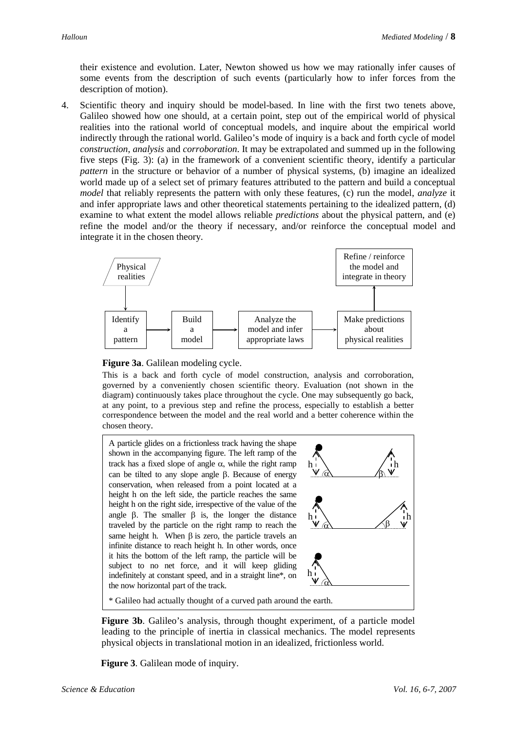their existence and evolution. Later, Newton showed us how we may rationally infer causes of some events from the description of such events (particularly how to infer forces from the description of motion).

4. Scientific theory and inquiry should be model-based. In line with the first two tenets above, Galileo showed how one should, at a certain point, step out of the empirical world of physical realities into the rational world of conceptual models, and inquire about the empirical world indirectly through the rational world. Galileo's mode of inquiry is a back and forth cycle of model *construction*, *analysis* and *corroboration*. It may be extrapolated and summed up in the following five steps (Fig. 3): (a) in the framework of a convenient scientific theory, identify a particular *pattern* in the structure or behavior of a number of physical systems, (b) imagine an idealized world made up of a select set of primary features attributed to the pattern and build a conceptual *model* that reliably represents the pattern with only these features, (c) run the model, *analyze* it and infer appropriate laws and other theoretical statements pertaining to the idealized pattern, (d) examine to what extent the model allows reliable *predictions* about the physical pattern, and (e) refine the model and/or the theory if necessary, and/or reinforce the conceptual model and integrate it in the chosen theory.

Physical realities → Identify a pattern → Build a model → Analyze the model and infer appropriate laws → Make predictions about physical realities → Refine / reinforce the model and integrate in theory

**Figure 3a**. Galilean modeling cycle.

This is a back and forth cycle of model construction, analysis and corroboration, governed by a conveniently chosen scientific theory. Evaluation (not shown in the diagram) continuously takes place throughout the cycle. One may subsequently go back, at any point, to a previous step and refine the process, especially to establish a better correspondence between the model and the real world and a better coherence within the chosen theory.

A particle glides on a frictionless track having the shape shown in the accompanying figure. The left ramp of the track has a fixed slope of angle $\alpha$, while the right ramp can be tilted to any slope angle $\beta$. Because of energy conservation, when released from a point located at a height h on the left side, the particle reaches the same height h on the right side, irrespective of the value of the angle $\beta$. The smaller $\beta$ is, the longer the distance traveled by the particle on the right ramp to reach the same height h. When $\beta$ is zero, the particle travels an infinite distance to reach height h. In other words, once it hits the bottom of the left ramp, the particle will be subject to no net force, and it will keep gliding indefinitely at constant speed, and in a straight line*, on the now horizontal part of the track.

\* Galileo had actually thought of a curved path around the earth.

**Figure 3b**. Galileo's analysis, through thought experiment, of a particle model leading to the principle of inertia in classical mechanics. The model represents physical objects in translational motion in an idealized, frictionless world.

**Figure 3**. Galilean mode of inquiry.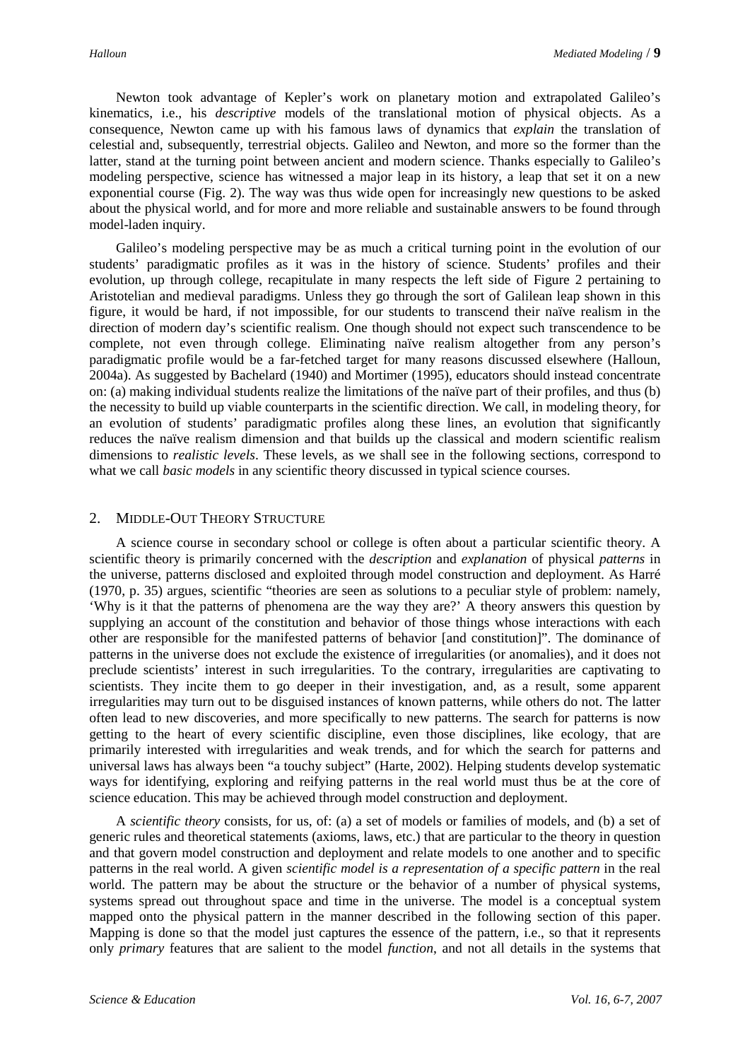Newton took advantage of Kepler's work on planetary motion and extrapolated Galileo's kinematics, i.e., his *descriptive* models of the translational motion of physical objects. As a consequence, Newton came up with his famous laws of dynamics that *explain* the translation of celestial and, subsequently, terrestrial objects. Galileo and Newton, and more so the former than the latter, stand at the turning point between ancient and modern science. Thanks especially to Galileo's modeling perspective, science has witnessed a major leap in its history, a leap that set it on a new exponential course (Fig. 2). The way was thus wide open for increasingly new questions to be asked about the physical world, and for more and more reliable and sustainable answers to be found through model-laden inquiry.

Galileo's modeling perspective may be as much a critical turning point in the evolution of our students' paradigmatic profiles as it was in the history of science. Students' profiles and their evolution, up through college, recapitulate in many respects the left side of Figure 2 pertaining to Aristotelian and medieval paradigms. Unless they go through the sort of Galilean leap shown in this figure, it would be hard, if not impossible, for our students to transcend their naïve realism in the direction of modern day's scientific realism. One though should not expect such transcendence to be complete, not even through college. Eliminating naïve realism altogether from any person's paradigmatic profile would be a far-fetched target for many reasons discussed elsewhere (Halloun, 2004a). As suggested by Bachelard (1940) and Mortimer (1995), educators should instead concentrate on: (a) making individual students realize the limitations of the naïve part of their profiles, and thus (b) the necessity to build up viable counterparts in the scientific direction. We call, in modeling theory, for an evolution of students' paradigmatic profiles along these lines, an evolution that significantly reduces the naïve realism dimension and that builds up the classical and modern scientific realism dimensions to *realistic levels*. These levels, as we shall see in the following sections, correspond to what we call *basic models* in any scientific theory discussed in typical science courses.

## 2. MIDDLE-OUT THEORY STRUCTURE

A science course in secondary school or college is often about a particular scientific theory. A scientific theory is primarily concerned with the *description* and *explanation* of physical *patterns* in the universe, patterns disclosed and exploited through model construction and deployment. As Harré (1970, p. 35) argues, scientific "theories are seen as solutions to a peculiar style of problem: namely, 'Why is it that the patterns of phenomena are the way they are?' A theory answers this question by supplying an account of the constitution and behavior of those things whose interactions with each other are responsible for the manifested patterns of behavior [and constitution]". The dominance of patterns in the universe does not exclude the existence of irregularities (or anomalies), and it does not preclude scientists' interest in such irregularities. To the contrary, irregularities are captivating to scientists. They incite them to go deeper in their investigation, and, as a result, some apparent irregularities may turn out to be disguised instances of known patterns, while others do not. The latter often lead to new discoveries, and more specifically to new patterns. The search for patterns is now getting to the heart of every scientific discipline, even those disciplines, like ecology, that are primarily interested with irregularities and weak trends, and for which the search for patterns and universal laws has always been "a touchy subject" (Harte, 2002). Helping students develop systematic ways for identifying, exploring and reifying patterns in the real world must thus be at the core of science education. This may be achieved through model construction and deployment.

A *scientific theory* consists, for us, of: (a) a set of models or families of models, and (b) a set of generic rules and theoretical statements (axioms, laws, etc.) that are particular to the theory in question and that govern model construction and deployment and relate models to one another and to specific patterns in the real world. A given *scientific model is a representation of a specific pattern* in the real world. The pattern may be about the structure or the behavior of a number of physical systems, systems spread out throughout space and time in the universe. The model is a conceptual system mapped onto the physical pattern in the manner described in the following section of this paper. Mapping is done so that the model just captures the essence of the pattern, i.e., so that it represents only *primary* features that are salient to the model *function*, and not all details in the systems that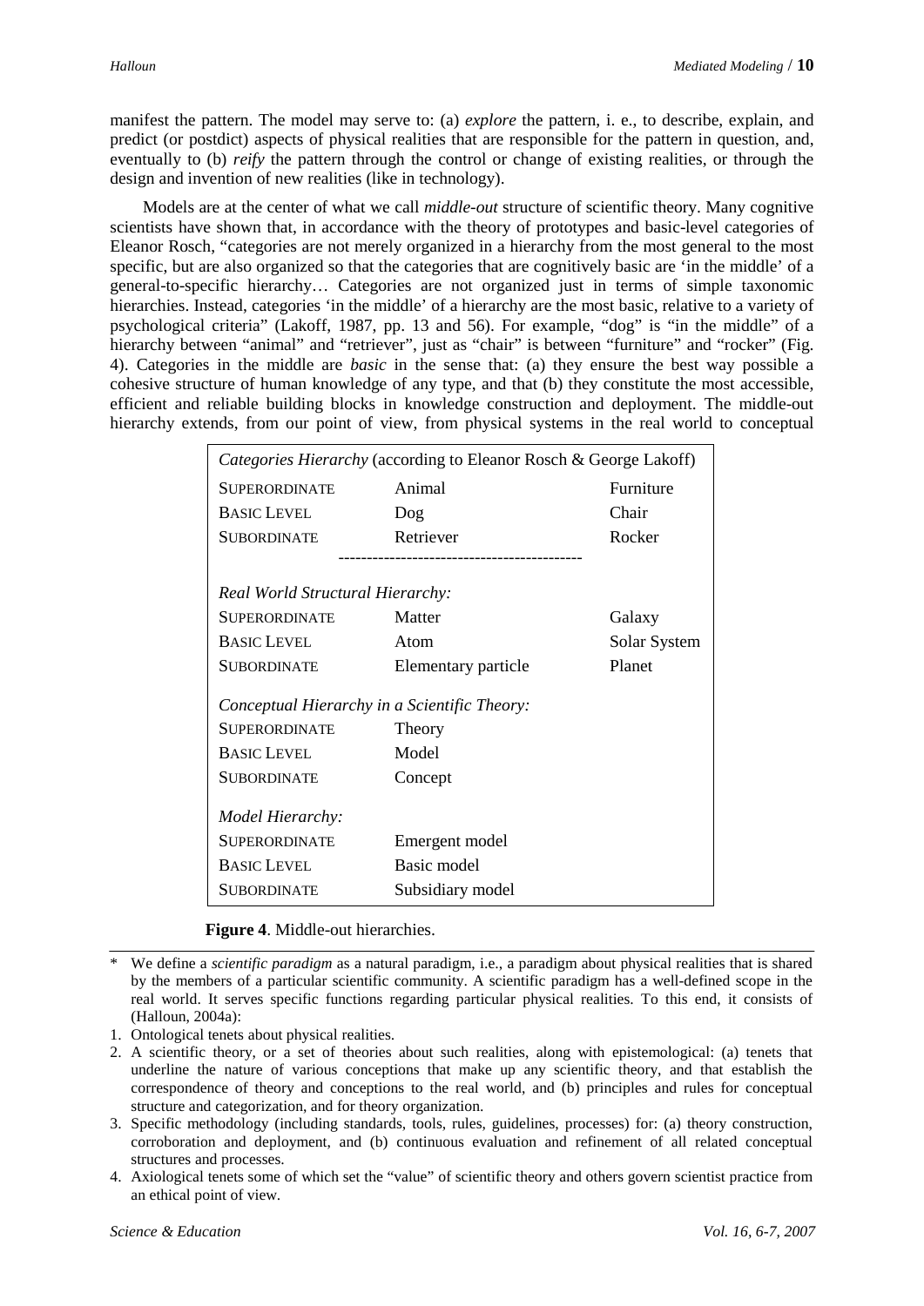manifest the pattern. The model may serve to: (a) *explore* the pattern, i. e., to describe, explain, and predict (or postdict) aspects of physical realities that are responsible for the pattern in question, and, eventually to (b) *reify* the pattern through the control or change of existing realities, or through the design and invention of new realities (like in technology).

Models are at the center of what we call *middle-out* structure of scientific theory. Many cognitive scientists have shown that, in accordance with the theory of prototypes and basic-level categories of Eleanor Rosch, "categories are not merely organized in a hierarchy from the most general to the most specific, but are also organized so that the categories that are cognitively basic are 'in the middle' of a general-to-specific hierarchy… Categories are not organized just in terms of simple taxonomic hierarchies. Instead, categories 'in the middle' of a hierarchy are the most basic, relative to a variety of psychological criteria" (Lakoff, 1987, pp. 13 and 56). For example, "dog" is "in the middle" of a hierarchy between "animal" and "retriever", just as "chair" is between "furniture" and "rocker" (Fig. 4). Categories in the middle are *basic* in the sense that: (a) they ensure the best way possible a cohesive structure of human knowledge of any type, and that (b) they constitute the most accessible, efficient and reliable building blocks in knowledge construction and deployment. The middle-out hierarchy extends, from our point of view, from physical systems in the real world to conceptual

| *Categories Hierarchy* (according to Eleanor Rosch & George Lakoff) | | |
|---|---|---|
| SUPERORDINATE | Animal | Furniture |
| BASIC LEVEL | Dog | Chair |
| SUBORDINATE | Retriever | Rocker |
| *Real World Structural Hierarchy:* | | |
| SUPERORDINATE | Matter | Galaxy |
| BASIC LEVEL | Atom | Solar System |
| SUBORDINATE | Elementary particle | Planet |
| *Conceptual Hierarchy in a Scientific Theory:* | | |
| SUPERORDINATE | Theory | |
| BASIC LEVEL | Model | |
| SUBORDINATE | Concept | |
| *Model Hierarchy:* | | |
| SUPERORDINATE | Emergent model | |
| BASIC LEVEL | Basic model | |
| SUBORDINATE | Subsidiary model | |

**Figure 4**. Middle-out hierarchies.

---

\* We define a *scientific paradigm* as a natural paradigm, i.e., a paradigm about physical realities that is shared by the members of a particular scientific community. A scientific paradigm has a well-defined scope in the real world. It serves specific functions regarding particular physical realities. To this end, it consists of (Halloun, 2004a):

1. Ontological tenets about physical realities.
2. A scientific theory, or a set of theories about such realities, along with epistemological: (a) tenets that underline the nature of various conceptions that make up any scientific theory, and that establish the correspondence of theory and conceptions to the real world, and (b) principles and rules for conceptual structure and categorization, and for theory organization.
3. Specific methodology (including standards, tools, rules, guidelines, processes) for: (a) theory construction, corroboration and deployment, and (b) continuous evaluation and refinement of all related conceptual structures and processes.
4. Axiological tenets some of which set the "value" of scientific theory and others govern scientist practice from an ethical point of view.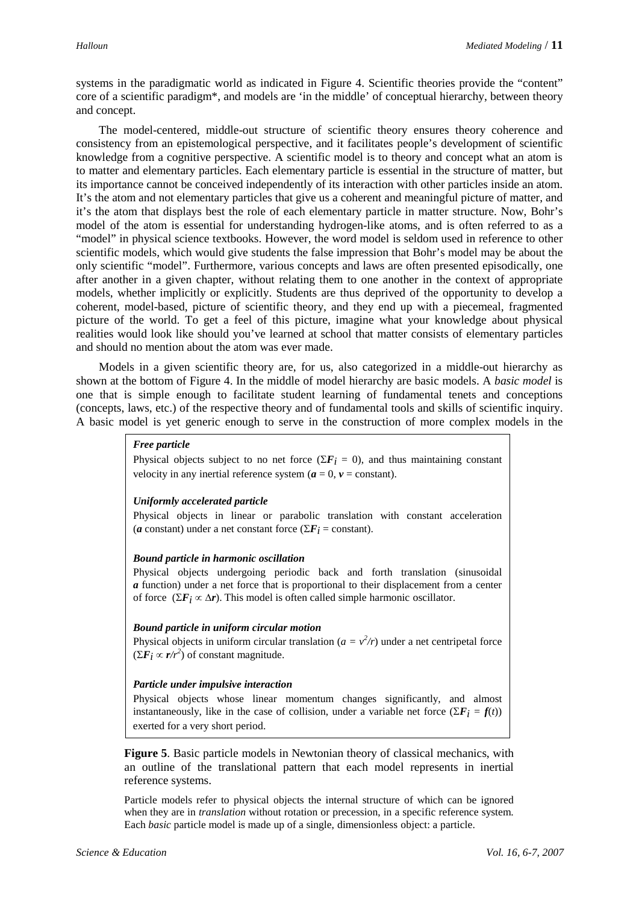systems in the paradigmatic world as indicated in Figure 4. Scientific theories provide the "content" core of a scientific paradigm*, and models are 'in the middle' of conceptual hierarchy, between theory and concept.

The model-centered, middle-out structure of scientific theory ensures theory coherence and consistency from an epistemological perspective, and it facilitates people's development of scientific knowledge from a cognitive perspective. A scientific model is to theory and concept what an atom is to matter and elementary particles. Each elementary particle is essential in the structure of matter, but its importance cannot be conceived independently of its interaction with other particles inside an atom. It's the atom and not elementary particles that give us a coherent and meaningful picture of matter, and it's the atom that displays best the role of each elementary particle in matter structure. Now, Bohr's model of the atom is essential for understanding hydrogen-like atoms, and is often referred to as a "model" in physical science textbooks. However, the word model is seldom used in reference to other scientific models, which would give students the false impression that Bohr's model may be about the only scientific "model". Furthermore, various concepts and laws are often presented episodically, one after another in a given chapter, without relating them to one another in the context of appropriate models, whether implicitly or explicitly. Students are thus deprived of the opportunity to develop a coherent, model-based, picture of scientific theory, and they end up with a piecemeal, fragmented picture of the world. To get a feel of this picture, imagine what your knowledge about physical realities would look like should you've learned at school that matter consists of elementary particles and should no mention about the atom was ever made.

Models in a given scientific theory are, for us, also categorized in a middle-out hierarchy as shown at the bottom of Figure 4. In the middle of model hierarchy are basic models. A *basic model* is one that is simple enough to facilitate student learning of fundamental tenets and conceptions (concepts, laws, etc.) of the respective theory and of fundamental tools and skills of scientific inquiry. A basic model is yet generic enough to serve in the construction of more complex models in the

***Free particle***

Physical objects subject to no net force ($\Sigma \boldsymbol{F}_i = 0$), and thus maintaining constant velocity in any inertial reference system ($\boldsymbol{a} = 0$, $\boldsymbol{v}$ = constant).

***Uniformly accelerated particle***

Physical objects in linear or parabolic translation with constant acceleration ($\boldsymbol{a}$ constant) under a net constant force ($\Sigma \boldsymbol{F}_i$ = constant).

***Bound particle in harmonic oscillation***

Physical objects undergoing periodic back and forth translation (sinusoidal $\boldsymbol{a}$ function) under a net force that is proportional to their displacement from a center of force ($\Sigma \boldsymbol{F}_i \propto \Delta \boldsymbol{r}$). This model is often called simple harmonic oscillator.

***Bound particle in uniform circular motion***

Physical objects in uniform circular translation ($a = v^2/r$) under a net centripetal force ($\Sigma \boldsymbol{F}_i \propto \boldsymbol{r}/r^2$) of constant magnitude.

***Particle under impulsive interaction***

Physical objects whose linear momentum changes significantly, and almost instantaneously, like in the case of collision, under a variable net force ($\Sigma \boldsymbol{F}_i = \boldsymbol{f}(t)$) exerted for a very short period.

**Figure 5**. Basic particle models in Newtonian theory of classical mechanics, with an outline of the translational pattern that each model represents in inertial reference systems.

Particle models refer to physical objects the internal structure of which can be ignored when they are in *translation* without rotation or precession, in a specific reference system. Each *basic* particle model is made up of a single, dimensionless object: a particle.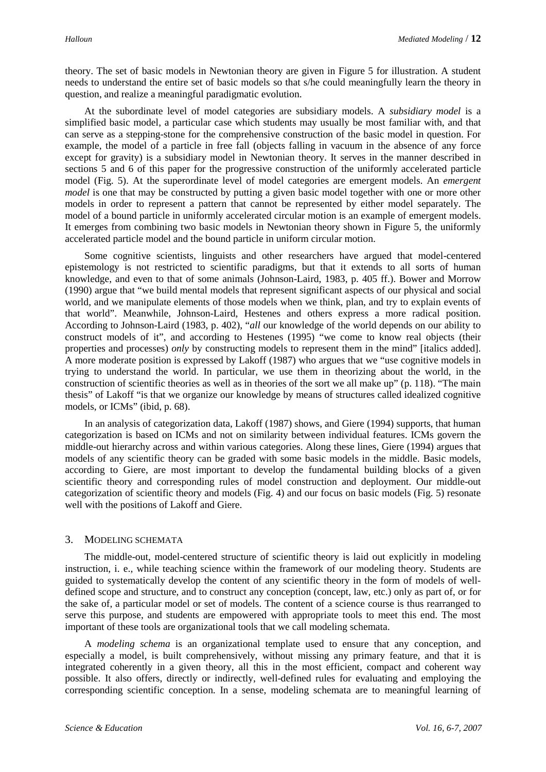theory. The set of basic models in Newtonian theory are given in Figure 5 for illustration. A student needs to understand the entire set of basic models so that s/he could meaningfully learn the theory in question, and realize a meaningful paradigmatic evolution.

At the subordinate level of model categories are subsidiary models. A *subsidiary model* is a simplified basic model, a particular case which students may usually be most familiar with, and that can serve as a stepping-stone for the comprehensive construction of the basic model in question. For example, the model of a particle in free fall (objects falling in vacuum in the absence of any force except for gravity) is a subsidiary model in Newtonian theory. It serves in the manner described in sections 5 and 6 of this paper for the progressive construction of the uniformly accelerated particle model (Fig. 5). At the superordinate level of model categories are emergent models. An *emergent model* is one that may be constructed by putting a given basic model together with one or more other models in order to represent a pattern that cannot be represented by either model separately. The model of a bound particle in uniformly accelerated circular motion is an example of emergent models. It emerges from combining two basic models in Newtonian theory shown in Figure 5, the uniformly accelerated particle model and the bound particle in uniform circular motion.

Some cognitive scientists, linguists and other researchers have argued that model-centered epistemology is not restricted to scientific paradigms, but that it extends to all sorts of human knowledge, and even to that of some animals (Johnson-Laird, 1983, p. 405 ff.). Bower and Morrow (1990) argue that "we build mental models that represent significant aspects of our physical and social world, and we manipulate elements of those models when we think, plan, and try to explain events of that world". Meanwhile, Johnson-Laird, Hestenes and others express a more radical position. According to Johnson-Laird (1983, p. 402), "*all* our knowledge of the world depends on our ability to construct models of it", and according to Hestenes (1995) "we come to know real objects (their properties and processes) *only* by constructing models to represent them in the mind" [italics added]. A more moderate position is expressed by Lakoff (1987) who argues that we "use cognitive models in trying to understand the world. In particular, we use them in theorizing about the world, in the construction of scientific theories as well as in theories of the sort we all make up" (p. 118). "The main thesis" of Lakoff "is that we organize our knowledge by means of structures called idealized cognitive models, or ICMs" (ibid, p. 68).

In an analysis of categorization data, Lakoff (1987) shows, and Giere (1994) supports, that human categorization is based on ICMs and not on similarity between individual features. ICMs govern the middle-out hierarchy across and within various categories. Along these lines, Giere (1994) argues that models of any scientific theory can be graded with some basic models in the middle. Basic models, according to Giere, are most important to develop the fundamental building blocks of a given scientific theory and corresponding rules of model construction and deployment. Our middle-out categorization of scientific theory and models (Fig. 4) and our focus on basic models (Fig. 5) resonate well with the positions of Lakoff and Giere.

## 3. MODELING SCHEMATA

The middle-out, model-centered structure of scientific theory is laid out explicitly in modeling instruction, i. e., while teaching science within the framework of our modeling theory. Students are guided to systematically develop the content of any scientific theory in the form of models of well-defined scope and structure, and to construct any conception (concept, law, etc.) only as part of, or for the sake of, a particular model or set of models. The content of a science course is thus rearranged to serve this purpose, and students are empowered with appropriate tools to meet this end. The most important of these tools are organizational tools that we call modeling schemata.

A *modeling schema* is an organizational template used to ensure that any conception, and especially a model, is built comprehensively, without missing any primary feature, and that it is integrated coherently in a given theory, all this in the most efficient, compact and coherent way possible. It also offers, directly or indirectly, well-defined rules for evaluating and employing the corresponding scientific conception. In a sense, modeling schemata are to meaningful learning of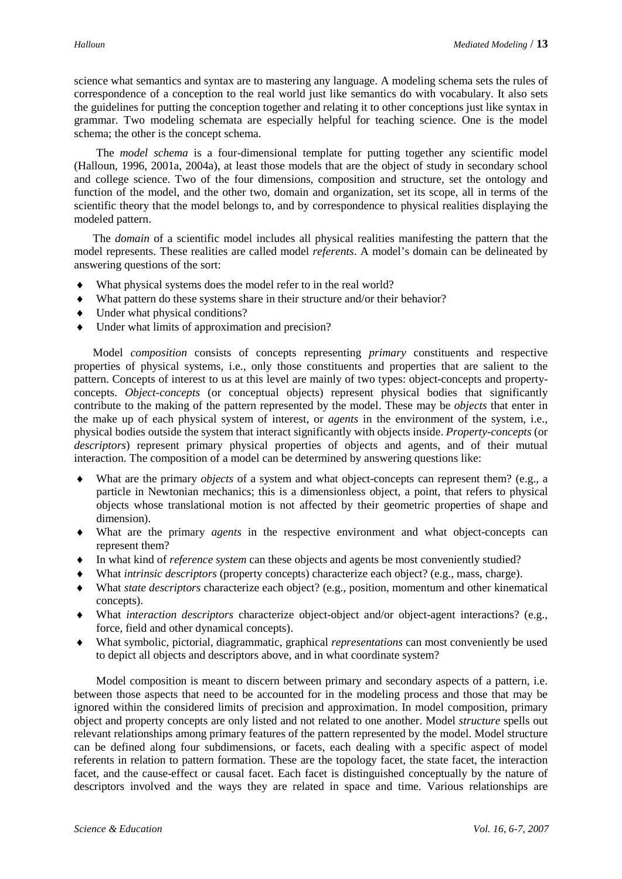science what semantics and syntax are to mastering any language. A modeling schema sets the rules of correspondence of a conception to the real world just like semantics do with vocabulary. It also sets the guidelines for putting the conception together and relating it to other conceptions just like syntax in grammar. Two modeling schemata are especially helpful for teaching science. One is the model schema; the other is the concept schema.

The *model schema* is a four-dimensional template for putting together any scientific model (Halloun, 1996, 2001a, 2004a), at least those models that are the object of study in secondary school and college science. Two of the four dimensions, composition and structure, set the ontology and function of the model, and the other two, domain and organization, set its scope, all in terms of the scientific theory that the model belongs to, and by correspondence to physical realities displaying the modeled pattern.

The *domain* of a scientific model includes all physical realities manifesting the pattern that the model represents. These realities are called model *referents*. A model's domain can be delineated by answering questions of the sort:

- What physical systems does the model refer to in the real world?
- What pattern do these systems share in their structure and/or their behavior?
- Under what physical conditions?
- Under what limits of approximation and precision?

Model *composition* consists of concepts representing *primary* constituents and respective properties of physical systems, i.e., only those constituents and properties that are salient to the pattern. Concepts of interest to us at this level are mainly of two types: object-concepts and property-concepts. *Object-concepts* (or conceptual objects) represent physical bodies that significantly contribute to the making of the pattern represented by the model. These may be *objects* that enter in the make up of each physical system of interest, or *agents* in the environment of the system, i.e., physical bodies outside the system that interact significantly with objects inside. *Property-concepts* (or *descriptors*) represent primary physical properties of objects and agents, and of their mutual interaction. The composition of a model can be determined by answering questions like:

- What are the primary *objects* of a system and what object-concepts can represent them? (e.g., a particle in Newtonian mechanics; this is a dimensionless object, a point, that refers to physical objects whose translational motion is not affected by their geometric properties of shape and dimension).
- What are the primary *agents* in the respective environment and what object-concepts can represent them?
- In what kind of *reference system* can these objects and agents be most conveniently studied?
- What *intrinsic descriptors* (property concepts) characterize each object? (e.g., mass, charge).
- What *state descriptors* characterize each object? (e.g., position, momentum and other kinematical concepts).
- What *interaction descriptors* characterize object-object and/or object-agent interactions? (e.g., force, field and other dynamical concepts).
- What symbolic, pictorial, diagrammatic, graphical *representations* can most conveniently be used to depict all objects and descriptors above, and in what coordinate system?

Model composition is meant to discern between primary and secondary aspects of a pattern, i.e. between those aspects that need to be accounted for in the modeling process and those that may be ignored within the considered limits of precision and approximation. In model composition, primary object and property concepts are only listed and not related to one another. Model *structure* spells out relevant relationships among primary features of the pattern represented by the model. Model structure can be defined along four subdimensions, or facets, each dealing with a specific aspect of model referents in relation to pattern formation. These are the topology facet, the state facet, the interaction facet, and the cause-effect or causal facet. Each facet is distinguished conceptually by the nature of descriptors involved and the ways they are related in space and time. Various relationships are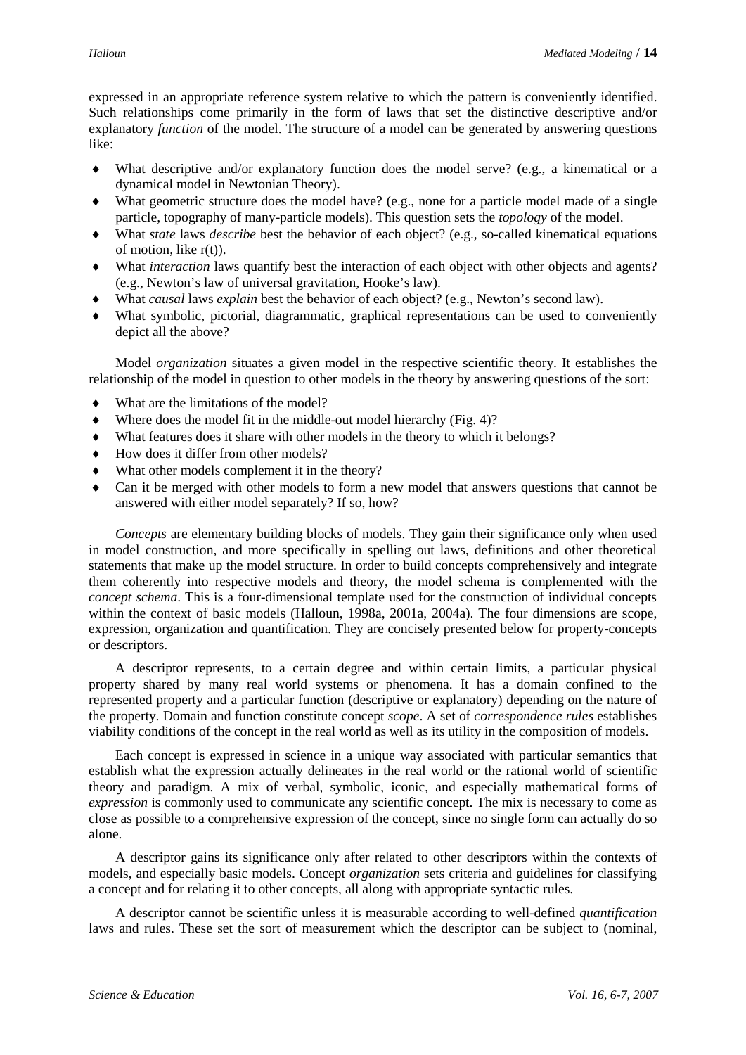expressed in an appropriate reference system relative to which the pattern is conveniently identified. Such relationships come primarily in the form of laws that set the distinctive descriptive and/or explanatory *function* of the model. The structure of a model can be generated by answering questions like:

- What descriptive and/or explanatory function does the model serve? (e.g., a kinematical or a dynamical model in Newtonian Theory).
- What geometric structure does the model have? (e.g., none for a particle model made of a single particle, topography of many-particle models). This question sets the *topology* of the model.
- What *state* laws *describe* best the behavior of each object? (e.g., so-called kinematical equations of motion, like r(t)).
- What *interaction* laws quantify best the interaction of each object with other objects and agents? (e.g., Newton's law of universal gravitation, Hooke's law).
- What *causal* laws *explain* best the behavior of each object? (e.g., Newton's second law).
- What symbolic, pictorial, diagrammatic, graphical representations can be used to conveniently depict all the above?

Model *organization* situates a given model in the respective scientific theory. It establishes the relationship of the model in question to other models in the theory by answering questions of the sort:

- What are the limitations of the model?
- Where does the model fit in the middle-out model hierarchy (Fig. 4)?
- What features does it share with other models in the theory to which it belongs?
- How does it differ from other models?
- What other models complement it in the theory?
- Can it be merged with other models to form a new model that answers questions that cannot be answered with either model separately? If so, how?

*Concepts* are elementary building blocks of models. They gain their significance only when used in model construction, and more specifically in spelling out laws, definitions and other theoretical statements that make up the model structure. In order to build concepts comprehensively and integrate them coherently into respective models and theory, the model schema is complemented with the *concept schema*. This is a four-dimensional template used for the construction of individual concepts within the context of basic models (Halloun, 1998a, 2001a, 2004a). The four dimensions are scope, expression, organization and quantification. They are concisely presented below for property-concepts or descriptors.

A descriptor represents, to a certain degree and within certain limits, a particular physical property shared by many real world systems or phenomena. It has a domain confined to the represented property and a particular function (descriptive or explanatory) depending on the nature of the property. Domain and function constitute concept *scope*. A set of *correspondence rules* establishes viability conditions of the concept in the real world as well as its utility in the composition of models.

Each concept is expressed in science in a unique way associated with particular semantics that establish what the expression actually delineates in the real world or the rational world of scientific theory and paradigm. A mix of verbal, symbolic, iconic, and especially mathematical forms of *expression* is commonly used to communicate any scientific concept. The mix is necessary to come as close as possible to a comprehensive expression of the concept, since no single form can actually do so alone.

A descriptor gains its significance only after related to other descriptors within the contexts of models, and especially basic models. Concept *organization* sets criteria and guidelines for classifying a concept and for relating it to other concepts, all along with appropriate syntactic rules.

A descriptor cannot be scientific unless it is measurable according to well-defined *quantification* laws and rules. These set the sort of measurement which the descriptor can be subject to (nominal,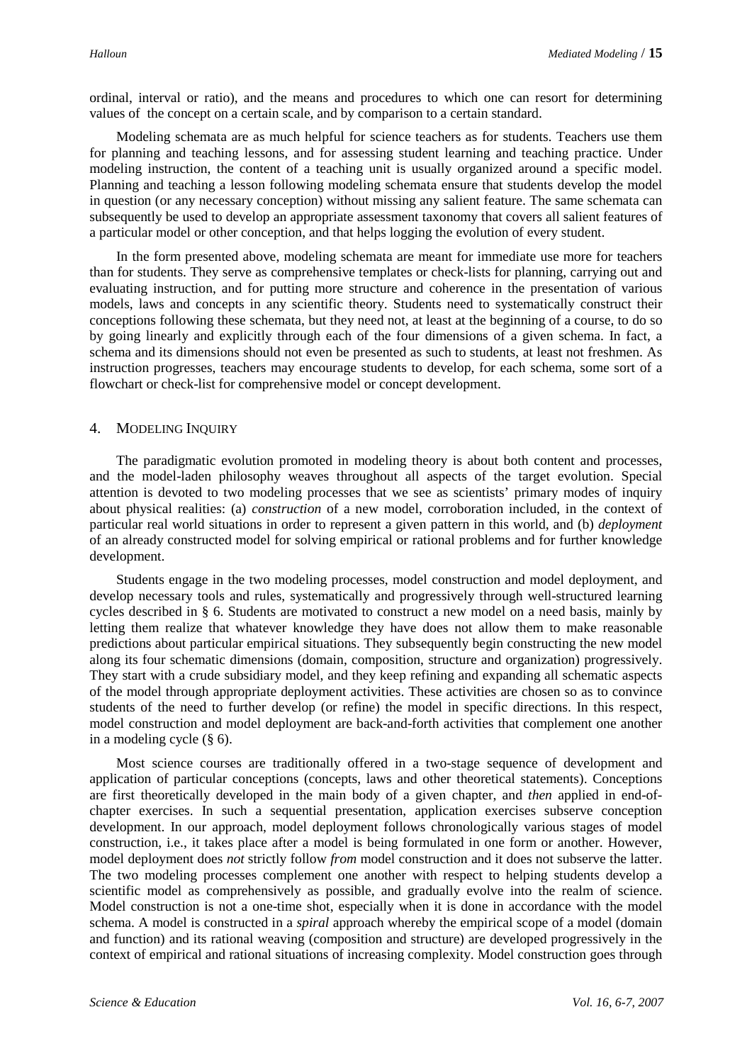ordinal, interval or ratio), and the means and procedures to which one can resort for determining values of the concept on a certain scale, and by comparison to a certain standard.

Modeling schemata are as much helpful for science teachers as for students. Teachers use them for planning and teaching lessons, and for assessing student learning and teaching practice. Under modeling instruction, the content of a teaching unit is usually organized around a specific model. Planning and teaching a lesson following modeling schemata ensure that students develop the model in question (or any necessary conception) without missing any salient feature. The same schemata can subsequently be used to develop an appropriate assessment taxonomy that covers all salient features of a particular model or other conception, and that helps logging the evolution of every student.

In the form presented above, modeling schemata are meant for immediate use more for teachers than for students. They serve as comprehensive templates or check-lists for planning, carrying out and evaluating instruction, and for putting more structure and coherence in the presentation of various models, laws and concepts in any scientific theory. Students need to systematically construct their conceptions following these schemata, but they need not, at least at the beginning of a course, to do so by going linearly and explicitly through each of the four dimensions of a given schema. In fact, a schema and its dimensions should not even be presented as such to students, at least not freshmen. As instruction progresses, teachers may encourage students to develop, for each schema, some sort of a flowchart or check-list for comprehensive model or concept development.

## 4. Modeling Inquiry

The paradigmatic evolution promoted in modeling theory is about both content and processes, and the model-laden philosophy weaves throughout all aspects of the target evolution. Special attention is devoted to two modeling processes that we see as scientists' primary modes of inquiry about physical realities: (a) *construction* of a new model, corroboration included, in the context of particular real world situations in order to represent a given pattern in this world, and (b) *deployment* of an already constructed model for solving empirical or rational problems and for further knowledge development.

Students engage in the two modeling processes, model construction and model deployment, and develop necessary tools and rules, systematically and progressively through well-structured learning cycles described in § 6. Students are motivated to construct a new model on a need basis, mainly by letting them realize that whatever knowledge they have does not allow them to make reasonable predictions about particular empirical situations. They subsequently begin constructing the new model along its four schematic dimensions (domain, composition, structure and organization) progressively. They start with a crude subsidiary model, and they keep refining and expanding all schematic aspects of the model through appropriate deployment activities. These activities are chosen so as to convince students of the need to further develop (or refine) the model in specific directions. In this respect, model construction and model deployment are back-and-forth activities that complement one another in a modeling cycle (§ 6).

Most science courses are traditionally offered in a two-stage sequence of development and application of particular conceptions (concepts, laws and other theoretical statements). Conceptions are first theoretically developed in the main body of a given chapter, and *then* applied in end-of-chapter exercises. In such a sequential presentation, application exercises subserve conception development. In our approach, model deployment follows chronologically various stages of model construction, i.e., it takes place after a model is being formulated in one form or another. However, model deployment does *not* strictly follow *from* model construction and it does not subserve the latter. The two modeling processes complement one another with respect to helping students develop a scientific model as comprehensively as possible, and gradually evolve into the realm of science. Model construction is not a one-time shot, especially when it is done in accordance with the model schema. A model is constructed in a *spiral* approach whereby the empirical scope of a model (domain and function) and its rational weaving (composition and structure) are developed progressively in the context of empirical and rational situations of increasing complexity. Model construction goes through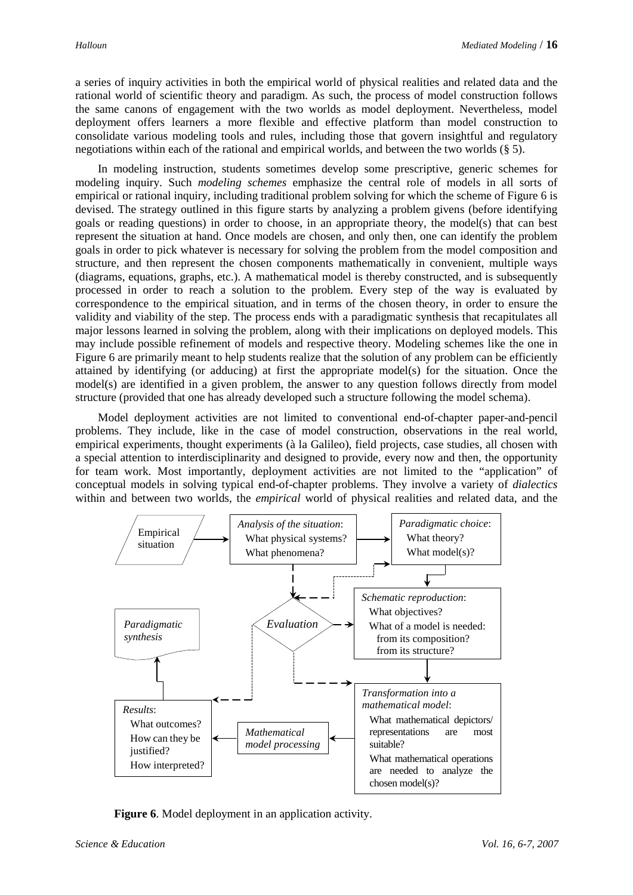a series of inquiry activities in both the empirical world of physical realities and related data and the rational world of scientific theory and paradigm. As such, the process of model construction follows the same canons of engagement with the two worlds as model deployment. Nevertheless, model deployment offers learners a more flexible and effective platform than model construction to consolidate various modeling tools and rules, including those that govern insightful and regulatory negotiations within each of the rational and empirical worlds, and between the two worlds (§ 5).

In modeling instruction, students sometimes develop some prescriptive, generic schemes for modeling inquiry. Such *modeling schemes* emphasize the central role of models in all sorts of empirical or rational inquiry, including traditional problem solving for which the scheme of Figure 6 is devised. The strategy outlined in this figure starts by analyzing a problem givens (before identifying goals or reading questions) in order to choose, in an appropriate theory, the model(s) that can best represent the situation at hand. Once models are chosen, and only then, one can identify the problem goals in order to pick whatever is necessary for solving the problem from the model composition and structure, and then represent the chosen components mathematically in convenient, multiple ways (diagrams, equations, graphs, etc.). A mathematical model is thereby constructed, and is subsequently processed in order to reach a solution to the problem. Every step of the way is evaluated by correspondence to the empirical situation, and in terms of the chosen theory, in order to ensure the validity and viability of the step. The process ends with a paradigmatic synthesis that recapitulates all major lessons learned in solving the problem, along with their implications on deployed models. This may include possible refinement of models and respective theory. Modeling schemes like the one in Figure 6 are primarily meant to help students realize that the solution of any problem can be efficiently attained by identifying (or adducing) at first the appropriate model(s) for the situation. Once the model(s) are identified in a given problem, the answer to any question follows directly from model structure (provided that one has already developed such a structure following the model schema).

Model deployment activities are not limited to conventional end-of-chapter paper-and-pencil problems. They include, like in the case of model construction, observations in the real world, empirical experiments, thought experiments (à la Galileo), field projects, case studies, all chosen with a special attention to interdisciplinarity and designed to provide, every now and then, the opportunity for team work. Most importantly, deployment activities are not limited to the "application" of conceptual models in solving typical end-of-chapter problems. They involve a variety of *dialectics* within and between two worlds, the *empirical* world of physical realities and related data, and the

Empirical situation

*Analysis of the situation*: What physical systems? What phenomena?

*Paradigmatic choice*: What theory? What model(s)?

*Evaluation*

*Schematic reproduction*: What objectives? What of a model is needed: from its composition? from its structure?

*Paradigmatic synthesis*

*Transformation into a mathematical model*: What mathematical depictors/ representations are most suitable? What mathematical operations are needed to analyze the chosen model(s)?

*Results*: What outcomes? How can they be justified? How interpreted?

*Mathematical model processing*

**Figure 6**. Model deployment in an application activity.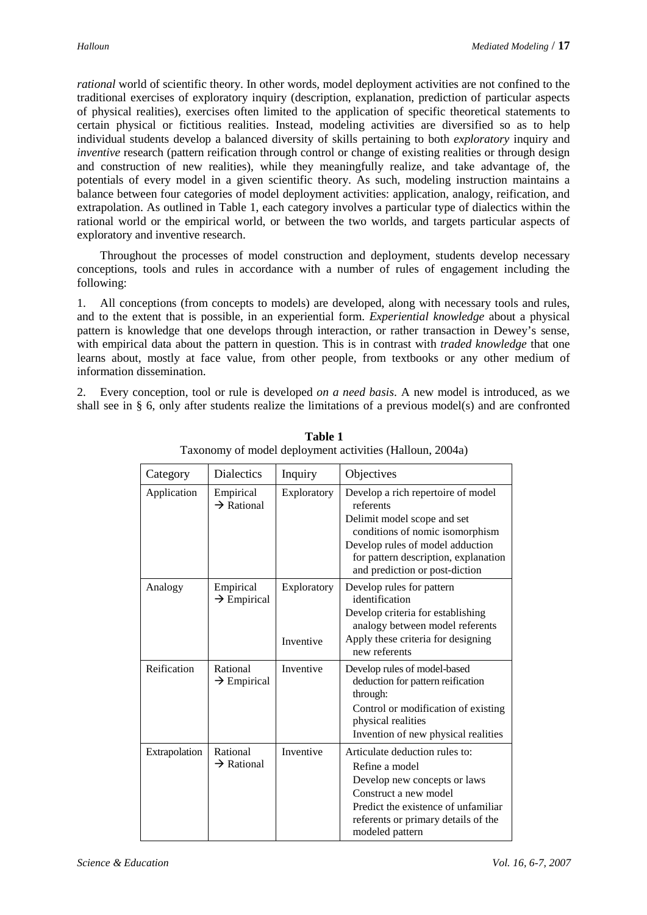*rational* world of scientific theory. In other words, model deployment activities are not confined to the traditional exercises of exploratory inquiry (description, explanation, prediction of particular aspects of physical realities), exercises often limited to the application of specific theoretical statements to certain physical or fictitious realities. Instead, modeling activities are diversified so as to help individual students develop a balanced diversity of skills pertaining to both *exploratory* inquiry and *inventive* research (pattern reification through control or change of existing realities or through design and construction of new realities), while they meaningfully realize, and take advantage of, the potentials of every model in a given scientific theory. As such, modeling instruction maintains a balance between four categories of model deployment activities: application, analogy, reification, and extrapolation. As outlined in Table 1, each category involves a particular type of dialectics within the rational world or the empirical world, or between the two worlds, and targets particular aspects of exploratory and inventive research.

Throughout the processes of model construction and deployment, students develop necessary conceptions, tools and rules in accordance with a number of rules of engagement including the following:

1. All conceptions (from concepts to models) are developed, along with necessary tools and rules, and to the extent that is possible, in an experiential form. *Experiential knowledge* about a physical pattern is knowledge that one develops through interaction, or rather transaction in Dewey's sense, with empirical data about the pattern in question. This is in contrast with *traded knowledge* that one learns about, mostly at face value, from other people, from textbooks or any other medium of information dissemination.

2. Every conception, tool or rule is developed *on a need basis*. A new model is introduced, as we shall see in § 6, only after students realize the limitations of a previous model(s) and are confronted

**Table 1**
Taxonomy of model deployment activities (Halloun, 2004a)

| Category | Dialectics | Inquiry | Objectives |
|---|---|---|---|
| Application | Empirical → Rational | Exploratory | Develop a rich repertoire of model referents<br>Delimit model scope and set conditions of nomic isomorphism<br>Develop rules of model adduction for pattern description, explanation and prediction or post-diction |
| Analogy | Empirical → Empirical | Exploratory<br><br>Inventive | Develop rules for pattern identification<br>Develop criteria for establishing analogy between model referents<br>Apply these criteria for designing new referents |
| Reification | Rational → Empirical | Inventive | Develop rules of model-based deduction for pattern reification through:<br>Control or modification of existing physical realities<br>Invention of new physical realities |
| Extrapolation | Rational → Rational | Inventive | Articulate deduction rules to:<br>Refine a model<br>Develop new concepts or laws<br>Construct a new model<br>Predict the existence of unfamiliar referents or primary details of the modeled pattern |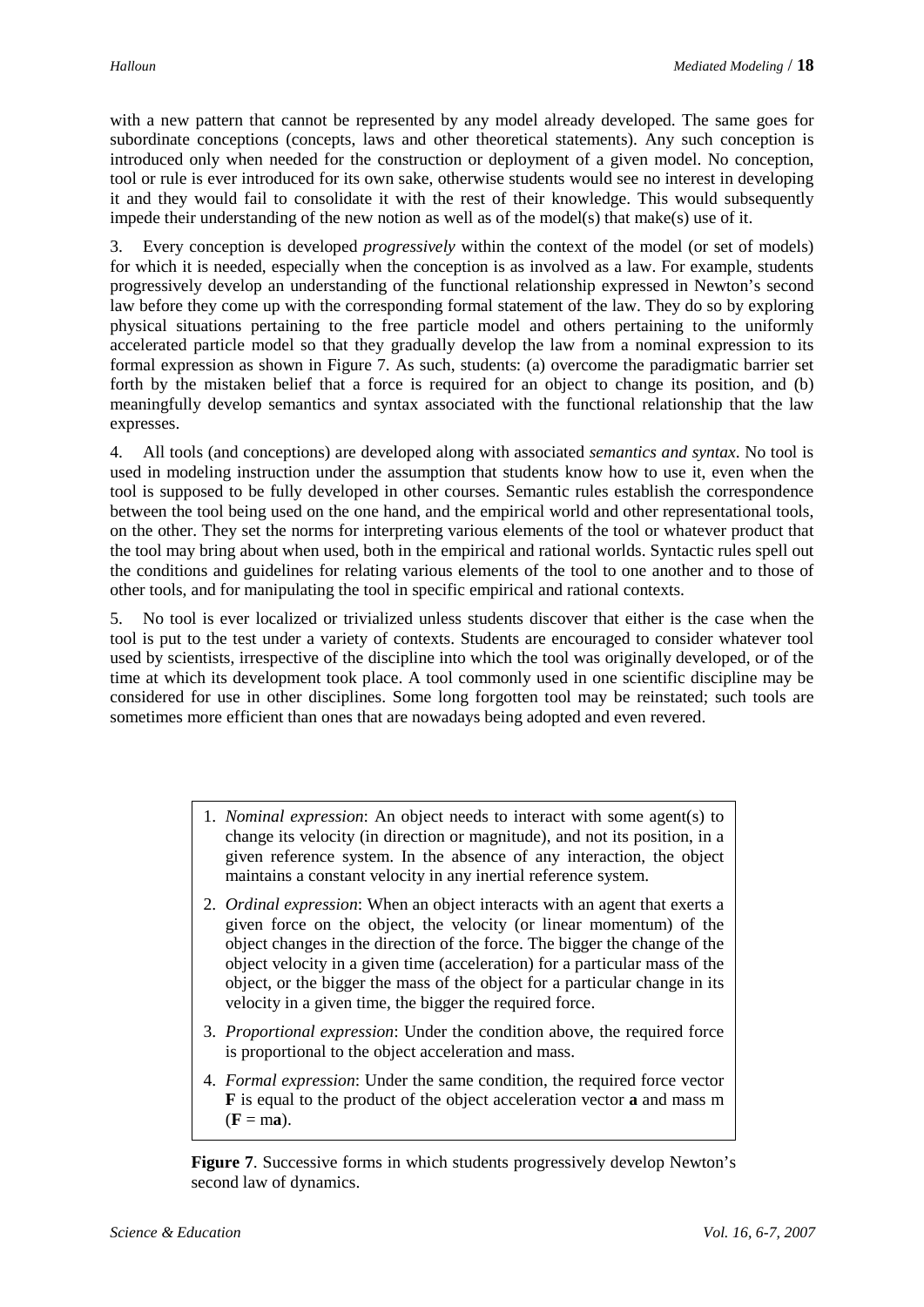with a new pattern that cannot be represented by any model already developed. The same goes for subordinate conceptions (concepts, laws and other theoretical statements). Any such conception is introduced only when needed for the construction or deployment of a given model. No conception, tool or rule is ever introduced for its own sake, otherwise students would see no interest in developing it and they would fail to consolidate it with the rest of their knowledge. This would subsequently impede their understanding of the new notion as well as of the model(s) that make(s) use of it.

3. Every conception is developed *progressively* within the context of the model (or set of models) for which it is needed, especially when the conception is as involved as a law. For example, students progressively develop an understanding of the functional relationship expressed in Newton's second law before they come up with the corresponding formal statement of the law. They do so by exploring physical situations pertaining to the free particle model and others pertaining to the uniformly accelerated particle model so that they gradually develop the law from a nominal expression to its formal expression as shown in Figure 7. As such, students: (a) overcome the paradigmatic barrier set forth by the mistaken belief that a force is required for an object to change its position, and (b) meaningfully develop semantics and syntax associated with the functional relationship that the law expresses.

4. All tools (and conceptions) are developed along with associated *semantics and syntax*. No tool is used in modeling instruction under the assumption that students know how to use it, even when the tool is supposed to be fully developed in other courses. Semantic rules establish the correspondence between the tool being used on the one hand, and the empirical world and other representational tools, on the other. They set the norms for interpreting various elements of the tool or whatever product that the tool may bring about when used, both in the empirical and rational worlds. Syntactic rules spell out the conditions and guidelines for relating various elements of the tool to one another and to those of other tools, and for manipulating the tool in specific empirical and rational contexts.

5. No tool is ever localized or trivialized unless students discover that either is the case when the tool is put to the test under a variety of contexts. Students are encouraged to consider whatever tool used by scientists, irrespective of the discipline into which the tool was originally developed, or of the time at which its development took place. A tool commonly used in one scientific discipline may be considered for use in other disciplines. Some long forgotten tool may be reinstated; such tools are sometimes more efficient than ones that are nowadays being adopted and even revered.

1. *Nominal expression*: An object needs to interact with some agent(s) to change its velocity (in direction or magnitude), and not its position, in a given reference system. In the absence of any interaction, the object maintains a constant velocity in any inertial reference system.
2. *Ordinal expression*: When an object interacts with an agent that exerts a given force on the object, the velocity (or linear momentum) of the object changes in the direction of the force. The bigger the change of the object velocity in a given time (acceleration) for a particular mass of the object, or the bigger the mass of the object for a particular change in its velocity in a given time, the bigger the required force.
3. *Proportional expression*: Under the condition above, the required force is proportional to the object acceleration and mass.
4. *Formal expression*: Under the same condition, the required force vector $\mathbf{F}$ is equal to the product of the object acceleration vector $\mathbf{a}$ and mass m ($\mathbf{F} = m\mathbf{a}$).

**Figure 7**. Successive forms in which students progressively develop Newton's second law of dynamics.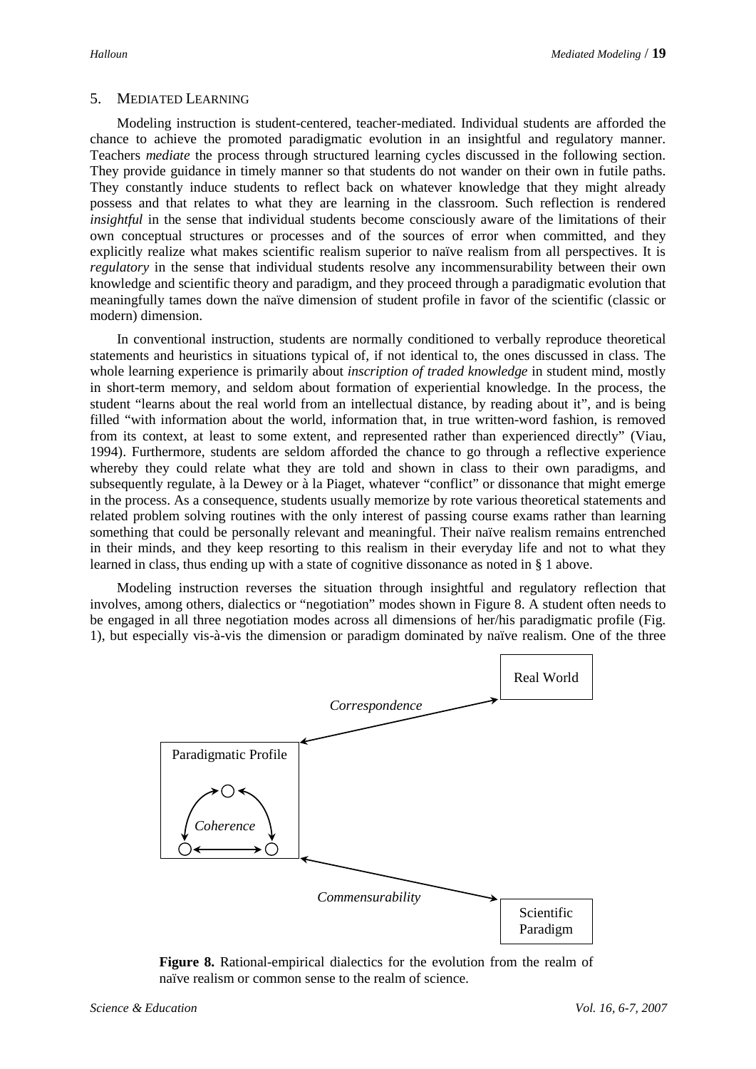## 5. MEDIATED LEARNING

Modeling instruction is student-centered, teacher-mediated. Individual students are afforded the chance to achieve the promoted paradigmatic evolution in an insightful and regulatory manner. Teachers *mediate* the process through structured learning cycles discussed in the following section. They provide guidance in timely manner so that students do not wander on their own in futile paths. They constantly induce students to reflect back on whatever knowledge that they might already possess and that relates to what they are learning in the classroom. Such reflection is rendered *insightful* in the sense that individual students become consciously aware of the limitations of their own conceptual structures or processes and of the sources of error when committed, and they explicitly realize what makes scientific realism superior to naïve realism from all perspectives. It is *regulatory* in the sense that individual students resolve any incommensurability between their own knowledge and scientific theory and paradigm, and they proceed through a paradigmatic evolution that meaningfully tames down the naïve dimension of student profile in favor of the scientific (classic or modern) dimension.

In conventional instruction, students are normally conditioned to verbally reproduce theoretical statements and heuristics in situations typical of, if not identical to, the ones discussed in class. The whole learning experience is primarily about *inscription of traded knowledge* in student mind, mostly in short-term memory, and seldom about formation of experiential knowledge. In the process, the student "learns about the real world from an intellectual distance, by reading about it", and is being filled "with information about the world, information that, in true written-word fashion, is removed from its context, at least to some extent, and represented rather than experienced directly" (Viau, 1994). Furthermore, students are seldom afforded the chance to go through a reflective experience whereby they could relate what they are told and shown in class to their own paradigms, and subsequently regulate, à la Dewey or à la Piaget, whatever "conflict" or dissonance that might emerge in the process. As a consequence, students usually memorize by rote various theoretical statements and related problem solving routines with the only interest of passing course exams rather than learning something that could be personally relevant and meaningful. Their naïve realism remains entrenched in their minds, and they keep resorting to this realism in their everyday life and not to what they learned in class, thus ending up with a state of cognitive dissonance as noted in § 1 above.

Modeling instruction reverses the situation through insightful and regulatory reflection that involves, among others, dialectics or "negotiation" modes shown in Figure 8. A student often needs to be engaged in all three negotiation modes across all dimensions of her/his paradigmatic profile (Fig. 1), but especially vis-à-vis the dimension or paradigm dominated by naïve realism. One of the three

Real World

*Correspondence*

Paradigmatic Profile

*Coherence*

*Commensurability*

Scientific Paradigm

**Figure 8.** Rational-empirical dialectics for the evolution from the realm of naïve realism or common sense to the realm of science.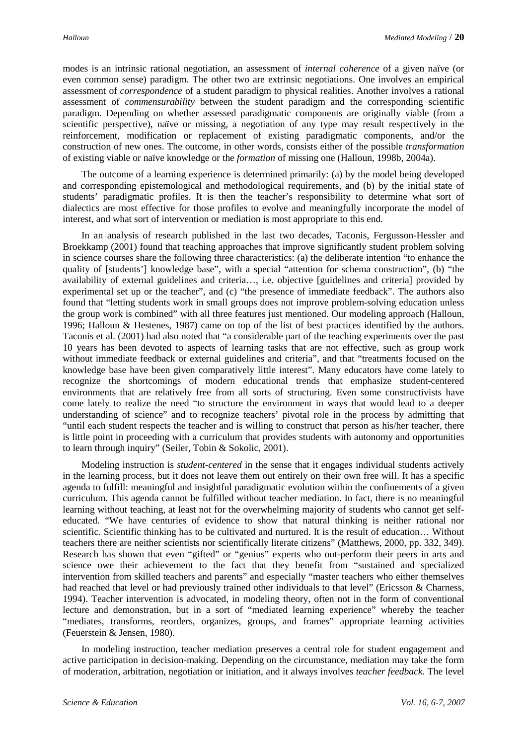modes is an intrinsic rational negotiation, an assessment of *internal coherence* of a given naïve (or even common sense) paradigm. The other two are extrinsic negotiations. One involves an empirical assessment of *correspondence* of a student paradigm to physical realities. Another involves a rational assessment of *commensurability* between the student paradigm and the corresponding scientific paradigm. Depending on whether assessed paradigmatic components are originally viable (from a scientific perspective), naïve or missing, a negotiation of any type may result respectively in the reinforcement, modification or replacement of existing paradigmatic components, and/or the construction of new ones. The outcome, in other words, consists either of the possible *transformation* of existing viable or naïve knowledge or the *formation* of missing one (Halloun, 1998b, 2004a).

The outcome of a learning experience is determined primarily: (a) by the model being developed and corresponding epistemological and methodological requirements, and (b) by the initial state of students' paradigmatic profiles. It is then the teacher's responsibility to determine what sort of dialectics are most effective for those profiles to evolve and meaningfully incorporate the model of interest, and what sort of intervention or mediation is most appropriate to this end.

In an analysis of research published in the last two decades, Taconis, Fergusson-Hessler and Broekkamp (2001) found that teaching approaches that improve significantly student problem solving in science courses share the following three characteristics: (a) the deliberate intention "to enhance the quality of [students'] knowledge base", with a special "attention for schema construction", (b) "the availability of external guidelines and criteria…, i.e. objective [guidelines and criteria] provided by experimental set up or the teacher", and (c) "the presence of immediate feedback". The authors also found that "letting students work in small groups does not improve problem-solving education unless the group work is combined" with all three features just mentioned. Our modeling approach (Halloun, 1996; Halloun & Hestenes, 1987) came on top of the list of best practices identified by the authors. Taconis et al. (2001) had also noted that "a considerable part of the teaching experiments over the past 10 years has been devoted to aspects of learning tasks that are not effective, such as group work without immediate feedback or external guidelines and criteria", and that "treatments focused on the knowledge base have been given comparatively little interest". Many educators have come lately to recognize the shortcomings of modern educational trends that emphasize student-centered environments that are relatively free from all sorts of structuring. Even some constructivists have come lately to realize the need "to structure the environment in ways that would lead to a deeper understanding of science" and to recognize teachers' pivotal role in the process by admitting that "until each student respects the teacher and is willing to construct that person as his/her teacher, there is little point in proceeding with a curriculum that provides students with autonomy and opportunities to learn through inquiry" (Seiler, Tobin & Sokolic, 2001).

Modeling instruction is *student-centered* in the sense that it engages individual students actively in the learning process, but it does not leave them out entirely on their own free will. It has a specific agenda to fulfill: meaningful and insightful paradigmatic evolution within the confinements of a given curriculum. This agenda cannot be fulfilled without teacher mediation. In fact, there is no meaningful learning without teaching, at least not for the overwhelming majority of students who cannot get self-educated. "We have centuries of evidence to show that natural thinking is neither rational nor scientific. Scientific thinking has to be cultivated and nurtured. It is the result of education… Without teachers there are neither scientists nor scientifically literate citizens" (Matthews, 2000, pp. 332, 349). Research has shown that even "gifted" or "genius" experts who out-perform their peers in arts and science owe their achievement to the fact that they benefit from "sustained and specialized intervention from skilled teachers and parents" and especially "master teachers who either themselves had reached that level or had previously trained other individuals to that level" (Ericsson & Charness, 1994). Teacher intervention is advocated, in modeling theory, often not in the form of conventional lecture and demonstration, but in a sort of "mediated learning experience" whereby the teacher "mediates, transforms, reorders, organizes, groups, and frames" appropriate learning activities (Feuerstein & Jensen, 1980).

In modeling instruction, teacher mediation preserves a central role for student engagement and active participation in decision-making. Depending on the circumstance, mediation may take the form of moderation, arbitration, negotiation or initiation, and it always involves *teacher feedback*. The level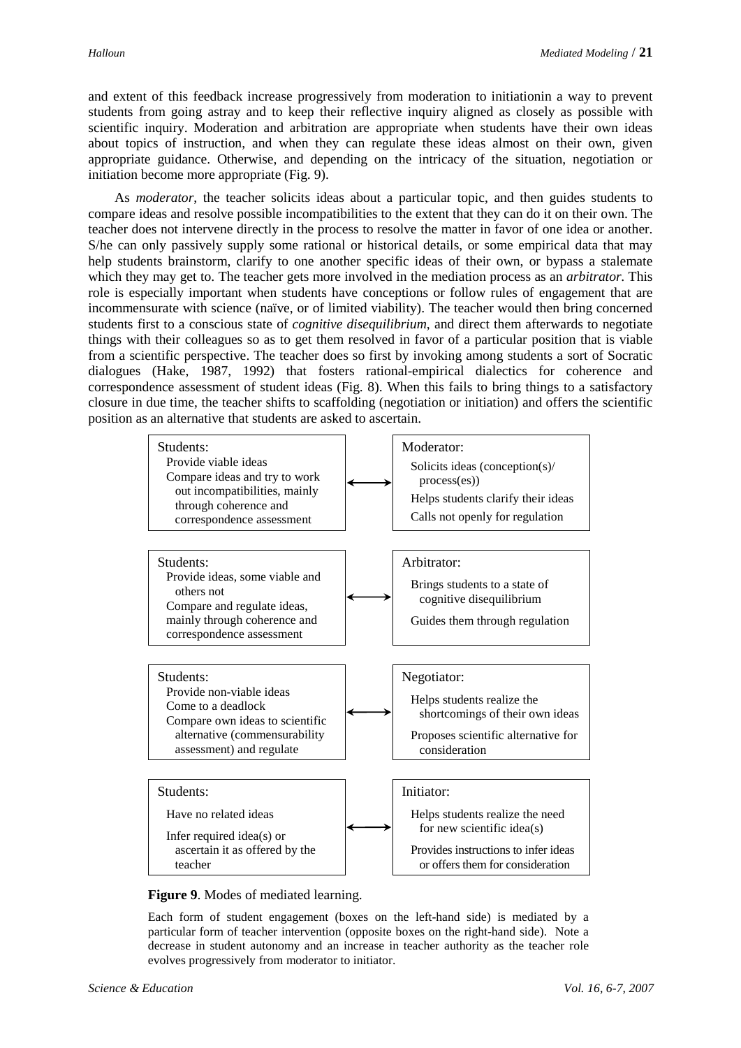and extent of this feedback increase progressively from moderation to initiationin a way to prevent students from going astray and to keep their reflective inquiry aligned as closely as possible with scientific inquiry. Moderation and arbitration are appropriate when students have their own ideas about topics of instruction, and when they can regulate these ideas almost on their own, given appropriate guidance. Otherwise, and depending on the intricacy of the situation, negotiation or initiation become more appropriate (Fig. 9).

As *moderator*, the teacher solicits ideas about a particular topic, and then guides students to compare ideas and resolve possible incompatibilities to the extent that they can do it on their own. The teacher does not intervene directly in the process to resolve the matter in favor of one idea or another. S/he can only passively supply some rational or historical details, or some empirical data that may help students brainstorm, clarify to one another specific ideas of their own, or bypass a stalemate which they may get to. The teacher gets more involved in the mediation process as an *arbitrator*. This role is especially important when students have conceptions or follow rules of engagement that are incommensurate with science (naïve, or of limited viability). The teacher would then bring concerned students first to a conscious state of *cognitive disequilibrium*, and direct them afterwards to negotiate things with their colleagues so as to get them resolved in favor of a particular position that is viable from a scientific perspective. The teacher does so first by invoking among students a sort of Socratic dialogues (Hake, 1987, 1992) that fosters rational-empirical dialectics for coherence and correspondence assessment of student ideas (Fig. 8). When this fails to bring things to a satisfactory closure in due time, the teacher shifts to scaffolding (negotiation or initiation) and offers the scientific position as an alternative that students are asked to ascertain.

| Students | | Teacher |
|---|---|---|
| **Students:** Provide viable ideas; Compare ideas and try to work out incompatibilities, mainly through coherence and correspondence assessment | ⟷ | **Moderator:** Solicits ideas (conception(s)/ process(es)); Helps students clarify their ideas; Calls not openly for regulation |
| **Students:** Provide ideas, some viable and others not; Compare and regulate ideas, mainly through coherence and correspondence assessment | ⟷ | **Arbitrator:** Brings students to a state of cognitive disequilibrium; Guides them through regulation |
| **Students:** Provide non-viable ideas; Come to a deadlock; Compare own ideas to scientific alternative (commensurability assessment) and regulate | ⟷ | **Negotiator:** Helps students realize the shortcomings of their own ideas; Proposes scientific alternative for consideration |
| **Students:** Have no related ideas; Infer required idea(s) or ascertain it as offered by the teacher | ⟷ | **Initiator:** Helps students realize the need for new scientific idea(s); Provides instructions to infer ideas or offers them for consideration |

**Figure 9**. Modes of mediated learning.

Each form of student engagement (boxes on the left-hand side) is mediated by a particular form of teacher intervention (opposite boxes on the right-hand side). Note a decrease in student autonomy and an increase in teacher authority as the teacher role evolves progressively from moderator to initiator.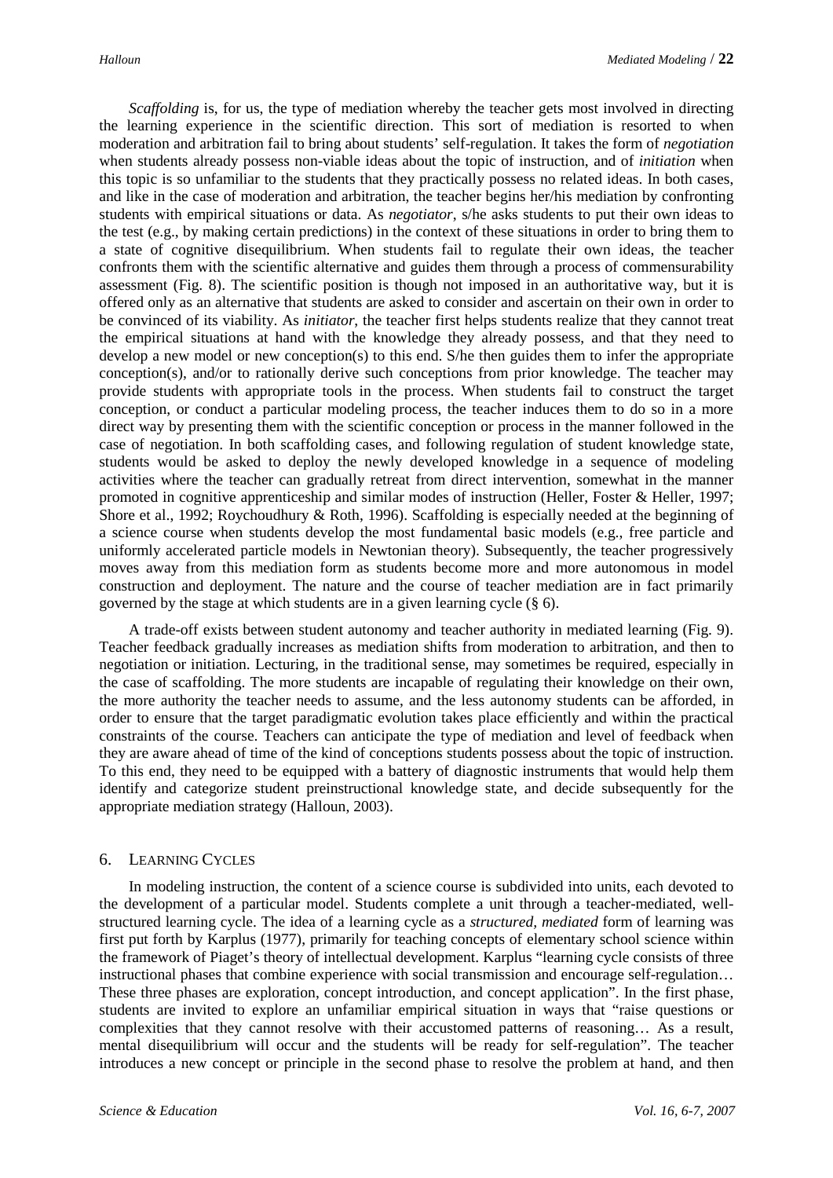*Scaffolding* is, for us, the type of mediation whereby the teacher gets most involved in directing the learning experience in the scientific direction. This sort of mediation is resorted to when moderation and arbitration fail to bring about students' self-regulation. It takes the form of *negotiation* when students already possess non-viable ideas about the topic of instruction, and of *initiation* when this topic is so unfamiliar to the students that they practically possess no related ideas. In both cases, and like in the case of moderation and arbitration, the teacher begins her/his mediation by confronting students with empirical situations or data. As *negotiator*, s/he asks students to put their own ideas to the test (e.g., by making certain predictions) in the context of these situations in order to bring them to a state of cognitive disequilibrium. When students fail to regulate their own ideas, the teacher confronts them with the scientific alternative and guides them through a process of commensurability assessment (Fig. 8). The scientific position is though not imposed in an authoritative way, but it is offered only as an alternative that students are asked to consider and ascertain on their own in order to be convinced of its viability. As *initiator*, the teacher first helps students realize that they cannot treat the empirical situations at hand with the knowledge they already possess, and that they need to develop a new model or new conception(s) to this end. S/he then guides them to infer the appropriate conception(s), and/or to rationally derive such conceptions from prior knowledge. The teacher may provide students with appropriate tools in the process. When students fail to construct the target conception, or conduct a particular modeling process, the teacher induces them to do so in a more direct way by presenting them with the scientific conception or process in the manner followed in the case of negotiation. In both scaffolding cases, and following regulation of student knowledge state, students would be asked to deploy the newly developed knowledge in a sequence of modeling activities where the teacher can gradually retreat from direct intervention, somewhat in the manner promoted in cognitive apprenticeship and similar modes of instruction (Heller, Foster & Heller, 1997; Shore et al., 1992; Roychoudhury & Roth, 1996). Scaffolding is especially needed at the beginning of a science course when students develop the most fundamental basic models (e.g., free particle and uniformly accelerated particle models in Newtonian theory). Subsequently, the teacher progressively moves away from this mediation form as students become more and more autonomous in model construction and deployment. The nature and the course of teacher mediation are in fact primarily governed by the stage at which students are in a given learning cycle (§ 6).

A trade-off exists between student autonomy and teacher authority in mediated learning (Fig. 9). Teacher feedback gradually increases as mediation shifts from moderation to arbitration, and then to negotiation or initiation. Lecturing, in the traditional sense, may sometimes be required, especially in the case of scaffolding. The more students are incapable of regulating their knowledge on their own, the more authority the teacher needs to assume, and the less autonomy students can be afforded, in order to ensure that the target paradigmatic evolution takes place efficiently and within the practical constraints of the course. Teachers can anticipate the type of mediation and level of feedback when they are aware ahead of time of the kind of conceptions students possess about the topic of instruction. To this end, they need to be equipped with a battery of diagnostic instruments that would help them identify and categorize student preinstructional knowledge state, and decide subsequently for the appropriate mediation strategy (Halloun, 2003).

## 6. Learning Cycles

In modeling instruction, the content of a science course is subdivided into units, each devoted to the development of a particular model. Students complete a unit through a teacher-mediated, well-structured learning cycle. The idea of a learning cycle as a *structured, mediated* form of learning was first put forth by Karplus (1977), primarily for teaching concepts of elementary school science within the framework of Piaget's theory of intellectual development. Karplus "learning cycle consists of three instructional phases that combine experience with social transmission and encourage self-regulation… These three phases are exploration, concept introduction, and concept application". In the first phase, students are invited to explore an unfamiliar empirical situation in ways that "raise questions or complexities that they cannot resolve with their accustomed patterns of reasoning… As a result, mental disequilibrium will occur and the students will be ready for self-regulation". The teacher introduces a new concept or principle in the second phase to resolve the problem at hand, and then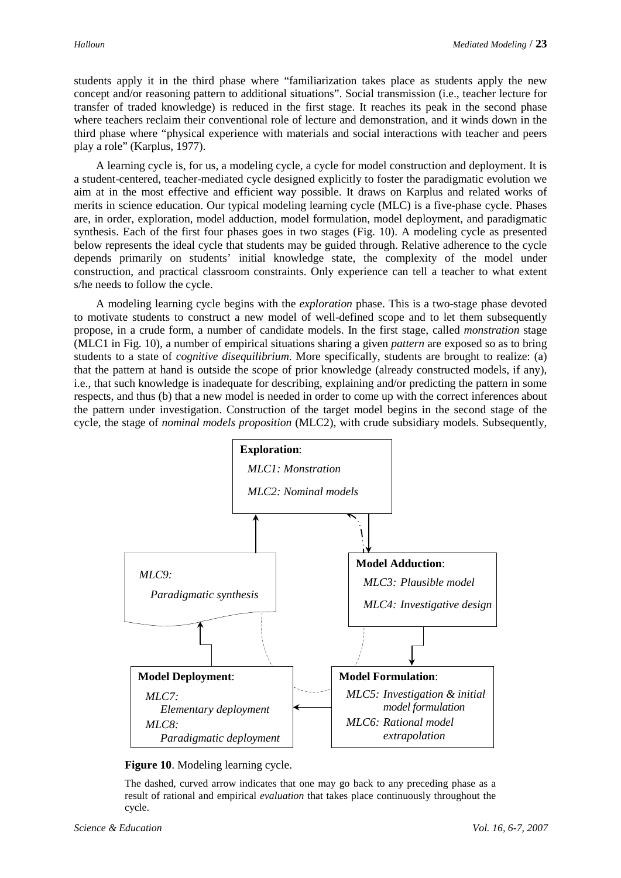students apply it in the third phase where "familiarization takes place as students apply the new concept and/or reasoning pattern to additional situations". Social transmission (i.e., teacher lecture for transfer of traded knowledge) is reduced in the first stage. It reaches its peak in the second phase where teachers reclaim their conventional role of lecture and demonstration, and it winds down in the third phase where "physical experience with materials and social interactions with teacher and peers play a role" (Karplus, 1977).

A learning cycle is, for us, a modeling cycle, a cycle for model construction and deployment. It is a student-centered, teacher-mediated cycle designed explicitly to foster the paradigmatic evolution we aim at in the most effective and efficient way possible. It draws on Karplus and related works of merits in science education. Our typical modeling learning cycle (MLC) is a five-phase cycle. Phases are, in order, exploration, model adduction, model formulation, model deployment, and paradigmatic synthesis. Each of the first four phases goes in two stages (Fig. 10). A modeling cycle as presented below represents the ideal cycle that students may be guided through. Relative adherence to the cycle depends primarily on students' initial knowledge state, the complexity of the model under construction, and practical classroom constraints. Only experience can tell a teacher to what extent s/he needs to follow the cycle.

A modeling learning cycle begins with the *exploration* phase. This is a two-stage phase devoted to motivate students to construct a new model of well-defined scope and to let them subsequently propose, in a crude form, a number of candidate models. In the first stage, called *monstration* stage (MLC1 in Fig. 10), a number of empirical situations sharing a given *pattern* are exposed so as to bring students to a state of *cognitive disequilibrium*. More specifically, students are brought to realize: (a) that the pattern at hand is outside the scope of prior knowledge (already constructed models, if any), i.e., that such knowledge is inadequate for describing, explaining and/or predicting the pattern in some respects, and thus (b) that a new model is needed in order to come up with the correct inferences about the pattern under investigation. Construction of the target model begins in the second stage of the cycle, the stage of *nominal models proposition* (MLC2), with crude subsidiary models. Subsequently,

**Exploration**:
*MLC1: Monstration*
*MLC2: Nominal models*

**Model Adduction**:
*MLC3: Plausible model*
*MLC4: Investigative design*

**Model Formulation**:
*MLC5: Investigation & initial model formulation*
*MLC6: Rational model extrapolation*

**Model Deployment**:
*MLC7: Elementary deployment*
*MLC8: Paradigmatic deployment*

*MLC9: Paradigmatic synthesis*

**Figure 10**. Modeling learning cycle.

The dashed, curved arrow indicates that one may go back to any preceding phase as a result of rational and empirical *evaluation* that takes place continuously throughout the cycle.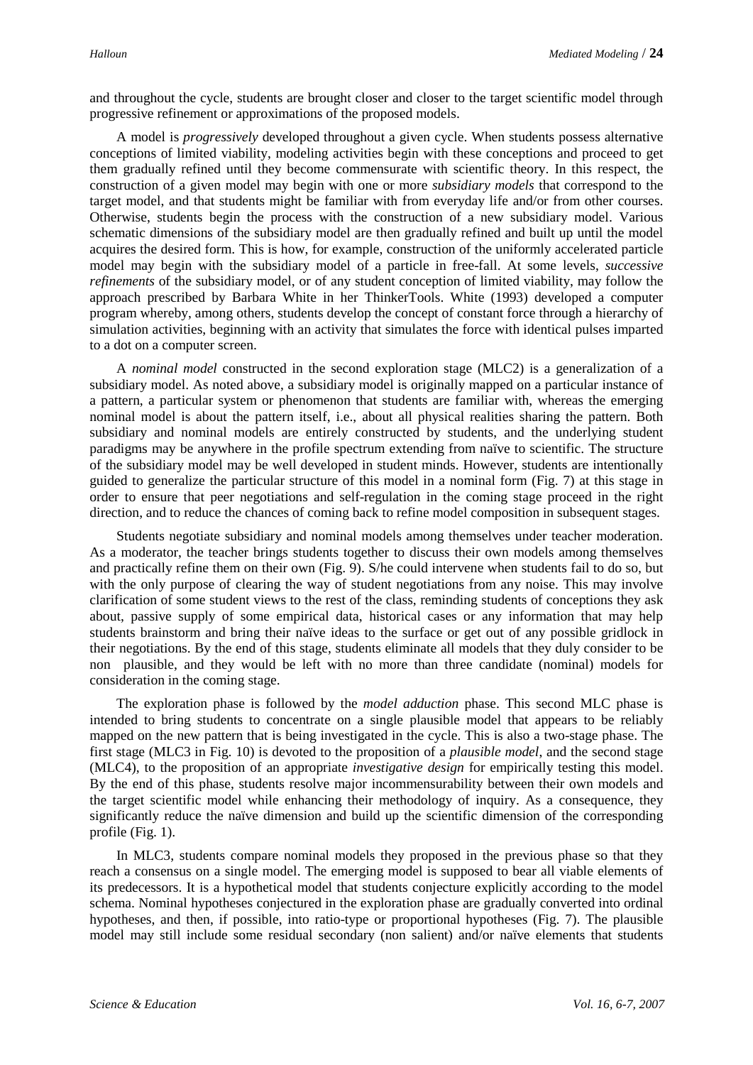and throughout the cycle, students are brought closer and closer to the target scientific model through progressive refinement or approximations of the proposed models.

A model is *progressively* developed throughout a given cycle. When students possess alternative conceptions of limited viability, modeling activities begin with these conceptions and proceed to get them gradually refined until they become commensurate with scientific theory. In this respect, the construction of a given model may begin with one or more *subsidiary models* that correspond to the target model, and that students might be familiar with from everyday life and/or from other courses. Otherwise, students begin the process with the construction of a new subsidiary model. Various schematic dimensions of the subsidiary model are then gradually refined and built up until the model acquires the desired form. This is how, for example, construction of the uniformly accelerated particle model may begin with the subsidiary model of a particle in free-fall. At some levels, *successive refinements* of the subsidiary model, or of any student conception of limited viability, may follow the approach prescribed by Barbara White in her ThinkerTools. White (1993) developed a computer program whereby, among others, students develop the concept of constant force through a hierarchy of simulation activities, beginning with an activity that simulates the force with identical pulses imparted to a dot on a computer screen.

A *nominal model* constructed in the second exploration stage (MLC2) is a generalization of a subsidiary model. As noted above, a subsidiary model is originally mapped on a particular instance of a pattern, a particular system or phenomenon that students are familiar with, whereas the emerging nominal model is about the pattern itself, i.e., about all physical realities sharing the pattern. Both subsidiary and nominal models are entirely constructed by students, and the underlying student paradigms may be anywhere in the profile spectrum extending from naïve to scientific. The structure of the subsidiary model may be well developed in student minds. However, students are intentionally guided to generalize the particular structure of this model in a nominal form (Fig. 7) at this stage in order to ensure that peer negotiations and self-regulation in the coming stage proceed in the right direction, and to reduce the chances of coming back to refine model composition in subsequent stages.

Students negotiate subsidiary and nominal models among themselves under teacher moderation. As a moderator, the teacher brings students together to discuss their own models among themselves and practically refine them on their own (Fig. 9). S/he could intervene when students fail to do so, but with the only purpose of clearing the way of student negotiations from any noise. This may involve clarification of some student views to the rest of the class, reminding students of conceptions they ask about, passive supply of some empirical data, historical cases or any information that may help students brainstorm and bring their naïve ideas to the surface or get out of any possible gridlock in their negotiations. By the end of this stage, students eliminate all models that they duly consider to be non plausible, and they would be left with no more than three candidate (nominal) models for consideration in the coming stage.

The exploration phase is followed by the *model adduction* phase. This second MLC phase is intended to bring students to concentrate on a single plausible model that appears to be reliably mapped on the new pattern that is being investigated in the cycle. This is also a two-stage phase. The first stage (MLC3 in Fig. 10) is devoted to the proposition of a *plausible model*, and the second stage (MLC4), to the proposition of an appropriate *investigative design* for empirically testing this model. By the end of this phase, students resolve major incommensurability between their own models and the target scientific model while enhancing their methodology of inquiry. As a consequence, they significantly reduce the naïve dimension and build up the scientific dimension of the corresponding profile (Fig. 1).

In MLC3, students compare nominal models they proposed in the previous phase so that they reach a consensus on a single model. The emerging model is supposed to bear all viable elements of its predecessors. It is a hypothetical model that students conjecture explicitly according to the model schema. Nominal hypotheses conjectured in the exploration phase are gradually converted into ordinal hypotheses, and then, if possible, into ratio-type or proportional hypotheses (Fig. 7). The plausible model may still include some residual secondary (non salient) and/or naïve elements that students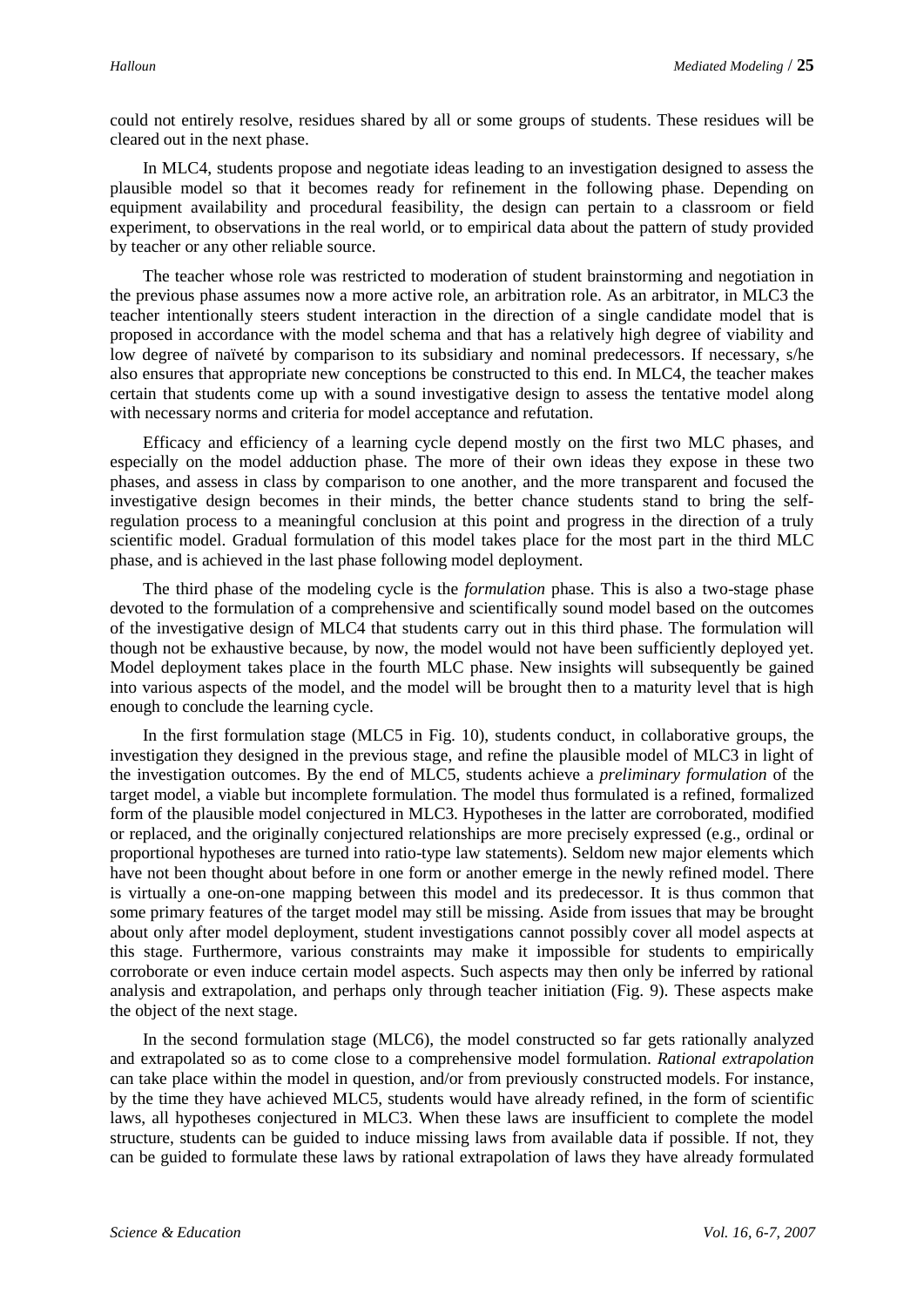could not entirely resolve, residues shared by all or some groups of students. These residues will be cleared out in the next phase.

In MLC4, students propose and negotiate ideas leading to an investigation designed to assess the plausible model so that it becomes ready for refinement in the following phase. Depending on equipment availability and procedural feasibility, the design can pertain to a classroom or field experiment, to observations in the real world, or to empirical data about the pattern of study provided by teacher or any other reliable source.

The teacher whose role was restricted to moderation of student brainstorming and negotiation in the previous phase assumes now a more active role, an arbitration role. As an arbitrator, in MLC3 the teacher intentionally steers student interaction in the direction of a single candidate model that is proposed in accordance with the model schema and that has a relatively high degree of viability and low degree of naïveté by comparison to its subsidiary and nominal predecessors. If necessary, s/he also ensures that appropriate new conceptions be constructed to this end. In MLC4, the teacher makes certain that students come up with a sound investigative design to assess the tentative model along with necessary norms and criteria for model acceptance and refutation.

Efficacy and efficiency of a learning cycle depend mostly on the first two MLC phases, and especially on the model adduction phase. The more of their own ideas they expose in these two phases, and assess in class by comparison to one another, and the more transparent and focused the investigative design becomes in their minds, the better chance students stand to bring the self-regulation process to a meaningful conclusion at this point and progress in the direction of a truly scientific model. Gradual formulation of this model takes place for the most part in the third MLC phase, and is achieved in the last phase following model deployment.

The third phase of the modeling cycle is the *formulation* phase. This is also a two-stage phase devoted to the formulation of a comprehensive and scientifically sound model based on the outcomes of the investigative design of MLC4 that students carry out in this third phase. The formulation will though not be exhaustive because, by now, the model would not have been sufficiently deployed yet. Model deployment takes place in the fourth MLC phase. New insights will subsequently be gained into various aspects of the model, and the model will be brought then to a maturity level that is high enough to conclude the learning cycle.

In the first formulation stage (MLC5 in Fig. 10), students conduct, in collaborative groups, the investigation they designed in the previous stage, and refine the plausible model of MLC3 in light of the investigation outcomes. By the end of MLC5, students achieve a *preliminary formulation* of the target model, a viable but incomplete formulation. The model thus formulated is a refined, formalized form of the plausible model conjectured in MLC3. Hypotheses in the latter are corroborated, modified or replaced, and the originally conjectured relationships are more precisely expressed (e.g., ordinal or proportional hypotheses are turned into ratio-type law statements). Seldom new major elements which have not been thought about before in one form or another emerge in the newly refined model. There is virtually a one-on-one mapping between this model and its predecessor. It is thus common that some primary features of the target model may still be missing. Aside from issues that may be brought about only after model deployment, student investigations cannot possibly cover all model aspects at this stage. Furthermore, various constraints may make it impossible for students to empirically corroborate or even induce certain model aspects. Such aspects may then only be inferred by rational analysis and extrapolation, and perhaps only through teacher initiation (Fig. 9). These aspects make the object of the next stage.

In the second formulation stage (MLC6), the model constructed so far gets rationally analyzed and extrapolated so as to come close to a comprehensive model formulation. *Rational extrapolation* can take place within the model in question, and/or from previously constructed models. For instance, by the time they have achieved MLC5, students would have already refined, in the form of scientific laws, all hypotheses conjectured in MLC3. When these laws are insufficient to complete the model structure, students can be guided to induce missing laws from available data if possible. If not, they can be guided to formulate these laws by rational extrapolation of laws they have already formulated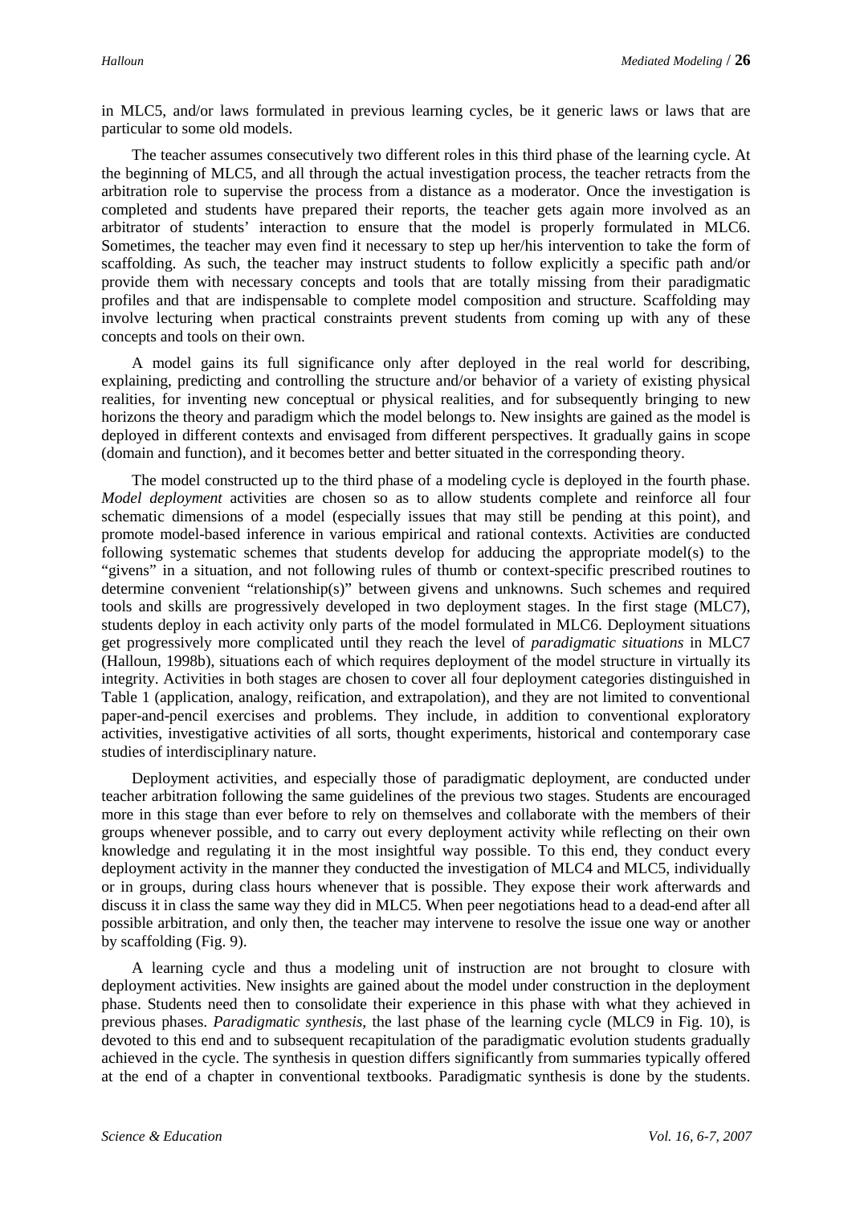in MLC5, and/or laws formulated in previous learning cycles, be it generic laws or laws that are particular to some old models.

The teacher assumes consecutively two different roles in this third phase of the learning cycle. At the beginning of MLC5, and all through the actual investigation process, the teacher retracts from the arbitration role to supervise the process from a distance as a moderator. Once the investigation is completed and students have prepared their reports, the teacher gets again more involved as an arbitrator of students' interaction to ensure that the model is properly formulated in MLC6. Sometimes, the teacher may even find it necessary to step up her/his intervention to take the form of scaffolding. As such, the teacher may instruct students to follow explicitly a specific path and/or provide them with necessary concepts and tools that are totally missing from their paradigmatic profiles and that are indispensable to complete model composition and structure. Scaffolding may involve lecturing when practical constraints prevent students from coming up with any of these concepts and tools on their own.

A model gains its full significance only after deployed in the real world for describing, explaining, predicting and controlling the structure and/or behavior of a variety of existing physical realities, for inventing new conceptual or physical realities, and for subsequently bringing to new horizons the theory and paradigm which the model belongs to. New insights are gained as the model is deployed in different contexts and envisaged from different perspectives. It gradually gains in scope (domain and function), and it becomes better and better situated in the corresponding theory.

The model constructed up to the third phase of a modeling cycle is deployed in the fourth phase. *Model deployment* activities are chosen so as to allow students complete and reinforce all four schematic dimensions of a model (especially issues that may still be pending at this point), and promote model-based inference in various empirical and rational contexts. Activities are conducted following systematic schemes that students develop for adducing the appropriate model(s) to the "givens" in a situation, and not following rules of thumb or context-specific prescribed routines to determine convenient "relationship(s)" between givens and unknowns. Such schemes and required tools and skills are progressively developed in two deployment stages. In the first stage (MLC7), students deploy in each activity only parts of the model formulated in MLC6. Deployment situations get progressively more complicated until they reach the level of *paradigmatic situations* in MLC7 (Halloun, 1998b), situations each of which requires deployment of the model structure in virtually its integrity. Activities in both stages are chosen to cover all four deployment categories distinguished in Table 1 (application, analogy, reification, and extrapolation), and they are not limited to conventional paper-and-pencil exercises and problems. They include, in addition to conventional exploratory activities, investigative activities of all sorts, thought experiments, historical and contemporary case studies of interdisciplinary nature.

Deployment activities, and especially those of paradigmatic deployment, are conducted under teacher arbitration following the same guidelines of the previous two stages. Students are encouraged more in this stage than ever before to rely on themselves and collaborate with the members of their groups whenever possible, and to carry out every deployment activity while reflecting on their own knowledge and regulating it in the most insightful way possible. To this end, they conduct every deployment activity in the manner they conducted the investigation of MLC4 and MLC5, individually or in groups, during class hours whenever that is possible. They expose their work afterwards and discuss it in class the same way they did in MLC5. When peer negotiations head to a dead-end after all possible arbitration, and only then, the teacher may intervene to resolve the issue one way or another by scaffolding (Fig. 9).

A learning cycle and thus a modeling unit of instruction are not brought to closure with deployment activities. New insights are gained about the model under construction in the deployment phase. Students need then to consolidate their experience in this phase with what they achieved in previous phases. *Paradigmatic synthesis*, the last phase of the learning cycle (MLC9 in Fig. 10), is devoted to this end and to subsequent recapitulation of the paradigmatic evolution students gradually achieved in the cycle. The synthesis in question differs significantly from summaries typically offered at the end of a chapter in conventional textbooks. Paradigmatic synthesis is done by the students.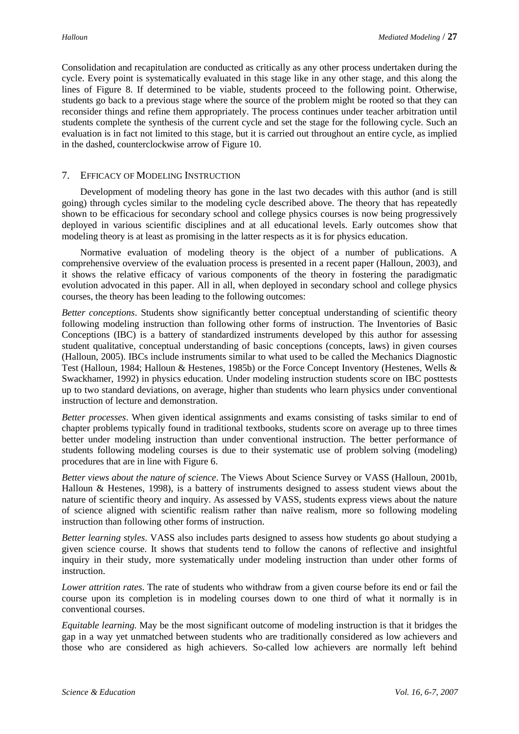Consolidation and recapitulation are conducted as critically as any other process undertaken during the cycle. Every point is systematically evaluated in this stage like in any other stage, and this along the lines of Figure 8. If determined to be viable, students proceed to the following point. Otherwise, students go back to a previous stage where the source of the problem might be rooted so that they can reconsider things and refine them appropriately. The process continues under teacher arbitration until students complete the synthesis of the current cycle and set the stage for the following cycle. Such an evaluation is in fact not limited to this stage, but it is carried out throughout an entire cycle, as implied in the dashed, counterclockwise arrow of Figure 10.

## 7. Efficacy of Modeling Instruction

Development of modeling theory has gone in the last two decades with this author (and is still going) through cycles similar to the modeling cycle described above. The theory that has repeatedly shown to be efficacious for secondary school and college physics courses is now being progressively deployed in various scientific disciplines and at all educational levels. Early outcomes show that modeling theory is at least as promising in the latter respects as it is for physics education.

Normative evaluation of modeling theory is the object of a number of publications. A comprehensive overview of the evaluation process is presented in a recent paper (Halloun, 2003), and it shows the relative efficacy of various components of the theory in fostering the paradigmatic evolution advocated in this paper. All in all, when deployed in secondary school and college physics courses, the theory has been leading to the following outcomes:

*Better conceptions*. Students show significantly better conceptual understanding of scientific theory following modeling instruction than following other forms of instruction. The Inventories of Basic Conceptions (IBC) is a battery of standardized instruments developed by this author for assessing student qualitative, conceptual understanding of basic conceptions (concepts, laws) in given courses (Halloun, 2005). IBCs include instruments similar to what used to be called the Mechanics Diagnostic Test (Halloun, 1984; Halloun & Hestenes, 1985b) or the Force Concept Inventory (Hestenes, Wells & Swackhamer, 1992) in physics education. Under modeling instruction students score on IBC posttests up to two standard deviations, on average, higher than students who learn physics under conventional instruction of lecture and demonstration.

*Better processes*. When given identical assignments and exams consisting of tasks similar to end of chapter problems typically found in traditional textbooks, students score on average up to three times better under modeling instruction than under conventional instruction. The better performance of students following modeling courses is due to their systematic use of problem solving (modeling) procedures that are in line with Figure 6.

*Better views about the nature of science*. The Views About Science Survey or VASS (Halloun, 2001b, Halloun & Hestenes, 1998), is a battery of instruments designed to assess student views about the nature of scientific theory and inquiry. As assessed by VASS, students express views about the nature of science aligned with scientific realism rather than naïve realism, more so following modeling instruction than following other forms of instruction.

*Better learning styles*. VASS also includes parts designed to assess how students go about studying a given science course. It shows that students tend to follow the canons of reflective and insightful inquiry in their study, more systematically under modeling instruction than under other forms of instruction.

*Lower attrition rates*. The rate of students who withdraw from a given course before its end or fail the course upon its completion is in modeling courses down to one third of what it normally is in conventional courses.

*Equitable learning*. May be the most significant outcome of modeling instruction is that it bridges the gap in a way yet unmatched between students who are traditionally considered as low achievers and those who are considered as high achievers. So-called low achievers are normally left behind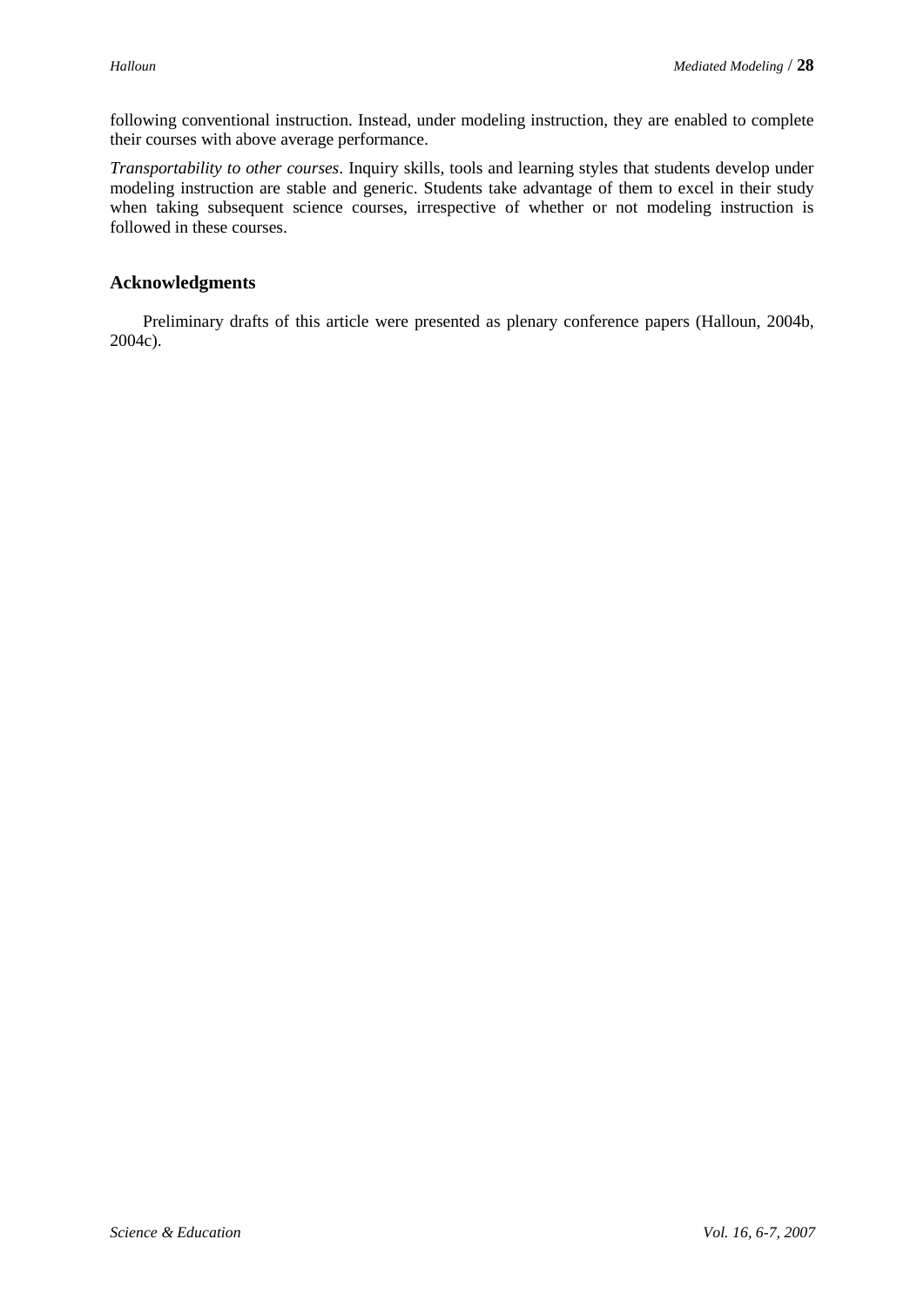following conventional instruction. Instead, under modeling instruction, they are enabled to complete their courses with above average performance.

*Transportability to other courses*. Inquiry skills, tools and learning styles that students develop under modeling instruction are stable and generic. Students take advantage of them to excel in their study when taking subsequent science courses, irrespective of whether or not modeling instruction is followed in these courses.

## Acknowledgments

Preliminary drafts of this article were presented as plenary conference papers (Halloun, 2004b, 2004c).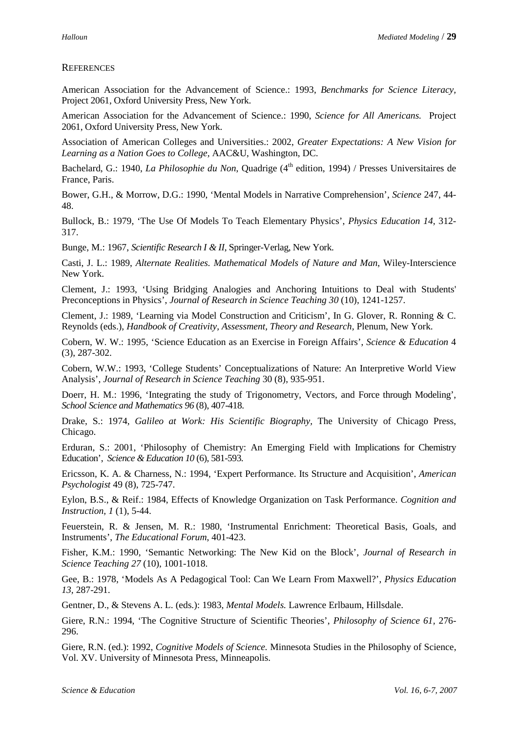## References

American Association for the Advancement of Science.: 1993, *Benchmarks for Science Literacy*, Project 2061, Oxford University Press, New York.

American Association for the Advancement of Science.: 1990, *Science for All Americans.* Project 2061, Oxford University Press, New York.

Association of American Colleges and Universities.: 2002, *Greater Expectations: A New Vision for Learning as a Nation Goes to College*, AAC&U, Washington, DC.

Bachelard, G.: 1940, *La Philosophie du Non*, Quadrige (4th edition, 1994) / Presses Universitaires de France, Paris.

Bower, G.H., & Morrow, D.G.: 1990, 'Mental Models in Narrative Comprehension', *Science* 247, 44-48.

Bullock, B.: 1979, 'The Use Of Models To Teach Elementary Physics', *Physics Education 14*, 312-317.

Bunge, M.: 1967, *Scientific Research I & II*, Springer-Verlag, New York.

Casti, J. L.: 1989, *Alternate Realities. Mathematical Models of Nature and Man*, Wiley-Interscience New York.

Clement, J.: 1993, 'Using Bridging Analogies and Anchoring Intuitions to Deal with Students' Preconceptions in Physics', *Journal of Research in Science Teaching 30* (10), 1241-1257.

Clement, J.: 1989, 'Learning via Model Construction and Criticism', In G. Glover, R. Ronning & C. Reynolds (eds.), *Handbook of Creativity, Assessment, Theory and Research*, Plenum, New York.

Cobern, W. W.: 1995, 'Science Education as an Exercise in Foreign Affairs', *Science & Education* 4 (3), 287-302.

Cobern, W.W.: 1993, 'College Students' Conceptualizations of Nature: An Interpretive World View Analysis', *Journal of Research in Science Teaching* 30 (8), 935-951.

Doerr, H. M.: 1996, 'Integrating the study of Trigonometry, Vectors, and Force through Modeling', *School Science and Mathematics 96* (8), 407-418.

Drake, S.: 1974, *Galileo at Work: His Scientific Biography*, The University of Chicago Press, Chicago.

Erduran, S.: 2001, 'Philosophy of Chemistry: An Emerging Field with Implications for Chemistry Education', *Science & Education 10* (6), 581-593.

Ericsson, K. A. & Charness, N.: 1994, 'Expert Performance. Its Structure and Acquisition', *American Psychologist* 49 (8), 725-747.

Eylon, B.S., & Reif.: 1984, Effects of Knowledge Organization on Task Performance. *Cognition and Instruction, 1* (1), 5-44.

Feuerstein, R. & Jensen, M. R.: 1980, 'Instrumental Enrichment: Theoretical Basis, Goals, and Instruments', *The Educational Forum*, 401-423.

Fisher, K.M.: 1990, 'Semantic Networking: The New Kid on the Block', *Journal of Research in Science Teaching 27* (10), 1001-1018.

Gee, B.: 1978, 'Models As A Pedagogical Tool: Can We Learn From Maxwell?', *Physics Education 13*, 287-291.

Gentner, D., & Stevens A. L. (eds.): 1983, *Mental Models.* Lawrence Erlbaum, Hillsdale.

Giere, R.N.: 1994, 'The Cognitive Structure of Scientific Theories', *Philosophy of Science 61*, 276-296.

Giere, R.N. (ed.): 1992, *Cognitive Models of Science.* Minnesota Studies in the Philosophy of Science, Vol. XV. University of Minnesota Press, Minneapolis.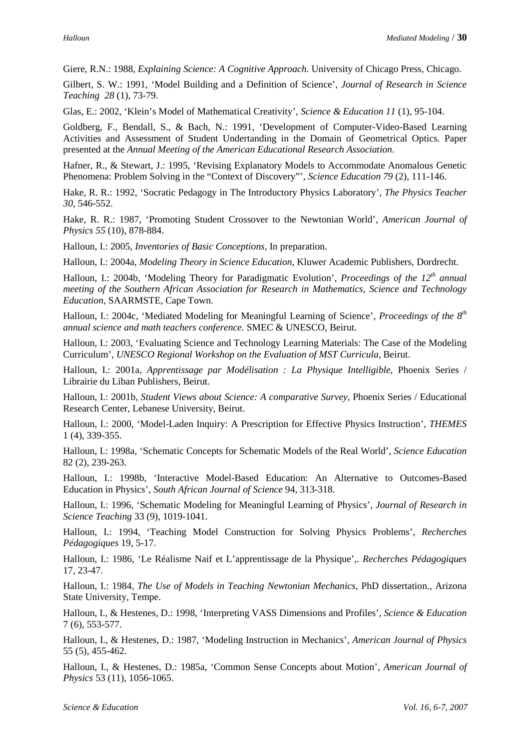Giere, R.N.: 1988, *Explaining Science: A Cognitive Approach.* University of Chicago Press, Chicago.

Gilbert, S. W.: 1991, ‘Model Building and a Definition of Science’, *Journal of Research in Science Teaching 28* (1), 73-79.

Glas, E.: 2002, ‘Klein’s Model of Mathematical Creativity’, *Science & Education 11* (1), 95-104.

Goldberg, F., Bendall, S., & Bach, N.: 1991, ‘Development of Computer-Video-Based Learning Activities and Assessment of Student Undertanding in the Domain of Geometrical Optics. Paper presented at the *Annual Meeting of the American Educational Research Association*.

Hafner, R., & Stewart, J.: 1995, ‘Revising Explanatory Models to Accommodate Anomalous Genetic Phenomena: Problem Solving in the “Context of Discovery”’, *Science Education 79* (2), 111-146.

Hake, R. R.: 1992, ‘Socratic Pedagogy in The Introductory Physics Laboratory’, *The Physics Teacher 30*, 546-552.

Hake, R. R.: 1987, ‘Promoting Student Crossover to the Newtonian World’, *American Journal of Physics 55* (10), 878-884.

Halloun, I.: 2005, *Inventories of Basic Conceptions*, In preparation.

Halloun, I.: 2004a, *Modeling Theory in Science Education*, Kluwer Academic Publishers, Dordrecht.

Halloun, I.: 2004b, ‘Modeling Theory for Paradigmatic Evolution’, *Proceedings of the 12th annual meeting of the Southern African Association for Research in Mathematics, Science and Technology Education*, SAARMSTE, Cape Town.

Halloun, I.: 2004c, ‘Mediated Modeling for Meaningful Learning of Science’, *Proceedings of the 8th annual science and math teachers conference.* SMEC & UNESCO, Beirut.

Halloun, I.: 2003, ‘Evaluating Science and Technology Learning Materials: The Case of the Modeling Curriculum’, *UNESCO Regional Workshop on the Evaluation of MST Curricula*, Beirut.

Halloun, I.: 2001a, *Apprentissage par Modélisation : La Physique Intelligible*, Phoenix Series / Librairie du Liban Publishers, Beirut.

Halloun, I.: 2001b, *Student Views about Science: A comparative Survey*, Phoenix Series / Educational Research Center, Lebanese University, Beirut.

Halloun, I.: 2000, ‘Model-Laden Inquiry: A Prescription for Effective Physics Instruction’, *THEMES* 1 (4), 339-355.

Halloun, I.: 1998a, ‘Schematic Concepts for Schematic Models of the Real World’, *Science Education* 82 (2), 239-263.

Halloun, I.: 1998b, ‘Interactive Model-Based Education: An Alternative to Outcomes-Based Education in Physics’, *South African Journal of Science* 94, 313-318.

Halloun, I.: 1996, ‘Schematic Modeling for Meaningful Learning of Physics’, *Journal of Research in Science Teaching* 33 (9), 1019-1041.

Halloun, I.: 1994, ‘Teaching Model Construction for Solving Physics Problems’, *Recherches Pédagogiques* 19, 5-17.

Halloun, I.: 1986, ‘Le Réalisme Naif et L’apprentissage de la Physique’,. *Recherches Pédagogiques* 17, 23-47.

Halloun, I.: 1984, *The Use of Models in Teaching Newtonian Mechanics*, PhD dissertation., Arizona State University, Tempe.

Halloun, I., & Hestenes, D.: 1998, ‘Interpreting VASS Dimensions and Profiles’, *Science & Education* 7 (6), 553-577.

Halloun, I., & Hestenes, D.: 1987, ‘Modeling Instruction in Mechanics’, *American Journal of Physics* 55 (5), 455-462.

Halloun, I., & Hestenes, D.: 1985a, ‘Common Sense Concepts about Motion’, *American Journal of Physics* 53 (11), 1056-1065.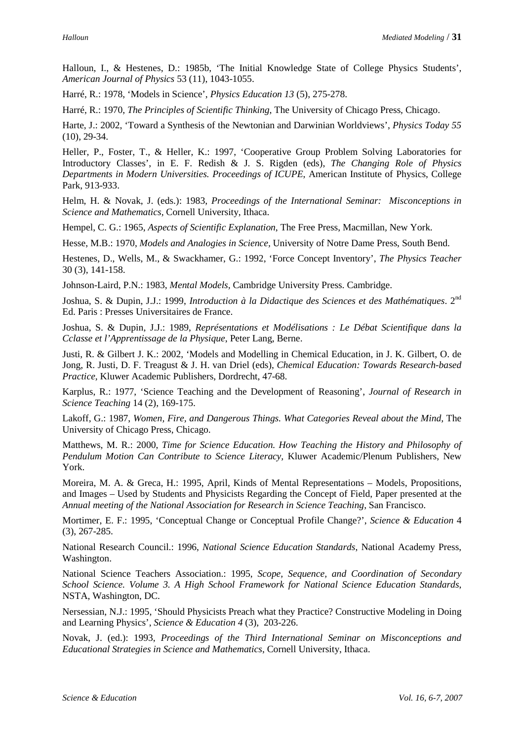Halloun, I., & Hestenes, D.: 1985b, 'The Initial Knowledge State of College Physics Students', *American Journal of Physics* 53 (11), 1043-1055.

Harré, R.: 1978, 'Models in Science', *Physics Education 13* (5), 275-278.

Harré, R.: 1970, *The Principles of Scientific Thinking*, The University of Chicago Press, Chicago.

Harte, J.: 2002, 'Toward a Synthesis of the Newtonian and Darwinian Worldviews', *Physics Today 55* (10), 29-34.

Heller, P., Foster, T., & Heller, K.: 1997, 'Cooperative Group Problem Solving Laboratories for Introductory Classes', in E. F. Redish & J. S. Rigden (eds), *The Changing Role of Physics Departments in Modern Universities. Proceedings of ICUPE*, American Institute of Physics, College Park, 913-933.

Helm, H. & Novak, J. (eds.): 1983, *Proceedings of the International Seminar: Misconceptions in Science and Mathematics*, Cornell University, Ithaca.

Hempel, C. G.: 1965, *Aspects of Scientific Explanation*, The Free Press, Macmillan, New York.

Hesse, M.B.: 1970, *Models and Analogies in Science*, University of Notre Dame Press, South Bend.

Hestenes, D., Wells, M., & Swackhamer, G.: 1992, 'Force Concept Inventory', *The Physics Teacher* 30 (3), 141-158.

Johnson-Laird, P.N.: 1983, *Mental Models*, Cambridge University Press. Cambridge.

Joshua, S. & Dupin, J.J.: 1999, *Introduction à la Didactique des Sciences et des Mathématiques*. 2nd Ed. Paris : Presses Universitaires de France.

Joshua, S. & Dupin, J.J.: 1989, *Représentations et Modélisations : Le Débat Scientifique dans la Cclasse et l'Apprentissage de la Physique*, Peter Lang, Berne.

Justi, R. & Gilbert J. K.: 2002, 'Models and Modelling in Chemical Education, in J. K. Gilbert, O. de Jong, R. Justi, D. F. Treagust & J. H. van Driel (eds), *Chemical Education: Towards Research-based Practice*, Kluwer Academic Publishers, Dordrecht, 47-68.

Karplus, R.: 1977, 'Science Teaching and the Development of Reasoning', *Journal of Research in Science Teaching* 14 (2), 169-175.

Lakoff, G.: 1987, *Women, Fire, and Dangerous Things. What Categories Reveal about the Mind*, The University of Chicago Press, Chicago.

Matthews, M. R.: 2000, *Time for Science Education. How Teaching the History and Philosophy of Pendulum Motion Can Contribute to Science Literacy*, Kluwer Academic/Plenum Publishers, New York.

Moreira, M. A. & Greca, H.: 1995, April, Kinds of Mental Representations – Models, Propositions, and Images – Used by Students and Physicists Regarding the Concept of Field, Paper presented at the *Annual meeting of the National Association for Research in Science Teaching*, San Francisco.

Mortimer, E. F.: 1995, 'Conceptual Change or Conceptual Profile Change?', *Science & Education* 4 (3), 267-285.

National Research Council.: 1996, *National Science Education Standards*, National Academy Press, Washington.

National Science Teachers Association.: 1995, *Scope, Sequence, and Coordination of Secondary School Science. Volume 3. A High School Framework for National Science Education Standards*, NSTA, Washington, DC.

Nersessian, N.J.: 1995, 'Should Physicists Preach what they Practice? Constructive Modeling in Doing and Learning Physics', *Science & Education 4* (3), 203-226.

Novak, J. (ed.): 1993, *Proceedings of the Third International Seminar on Misconceptions and Educational Strategies in Science and Mathematics*, Cornell University, Ithaca.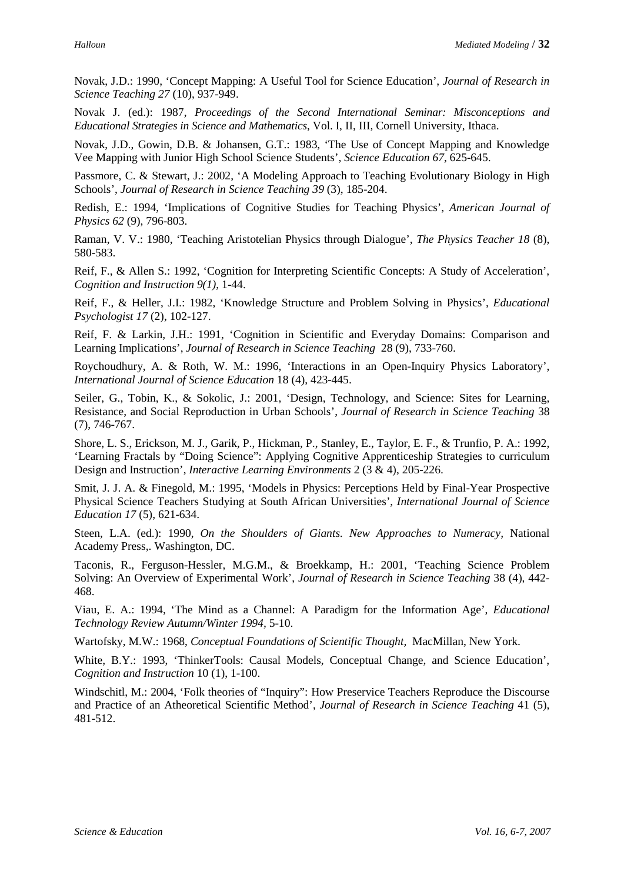Novak, J.D.: 1990, 'Concept Mapping: A Useful Tool for Science Education', *Journal of Research in Science Teaching 27* (10), 937-949.

Novak J. (ed.): 1987, *Proceedings of the Second International Seminar: Misconceptions and Educational Strategies in Science and Mathematics*, Vol. I, II, III, Cornell University, Ithaca.

Novak, J.D., Gowin, D.B. & Johansen, G.T.: 1983, 'The Use of Concept Mapping and Knowledge Vee Mapping with Junior High School Science Students', *Science Education 67*, 625-645.

Passmore, C. & Stewart, J.: 2002, 'A Modeling Approach to Teaching Evolutionary Biology in High Schools', *Journal of Research in Science Teaching 39* (3), 185-204.

Redish, E.: 1994, 'Implications of Cognitive Studies for Teaching Physics', *American Journal of Physics 62* (9), 796-803.

Raman, V. V.: 1980, 'Teaching Aristotelian Physics through Dialogue', *The Physics Teacher 18* (8), 580-583.

Reif, F., & Allen S.: 1992, 'Cognition for Interpreting Scientific Concepts: A Study of Acceleration', *Cognition and Instruction 9(1)*, 1-44.

Reif, F., & Heller, J.I.: 1982, 'Knowledge Structure and Problem Solving in Physics', *Educational Psychologist 17* (2), 102-127.

Reif, F. & Larkin, J.H.: 1991, 'Cognition in Scientific and Everyday Domains: Comparison and Learning Implications', *Journal of Research in Science Teaching* 28 (9), 733-760.

Roychoudhury, A. & Roth, W. M.: 1996, 'Interactions in an Open-Inquiry Physics Laboratory', *International Journal of Science Education* 18 (4), 423-445.

Seiler, G., Tobin, K., & Sokolic, J.: 2001, 'Design, Technology, and Science: Sites for Learning, Resistance, and Social Reproduction in Urban Schools', *Journal of Research in Science Teaching* 38 (7), 746-767.

Shore, L. S., Erickson, M. J., Garik, P., Hickman, P., Stanley, E., Taylor, E. F., & Trunfio, P. A.: 1992, 'Learning Fractals by "Doing Science": Applying Cognitive Apprenticeship Strategies to curriculum Design and Instruction', *Interactive Learning Environments* 2 (3 & 4), 205-226.

Smit, J. J. A. & Finegold, M.: 1995, 'Models in Physics: Perceptions Held by Final-Year Prospective Physical Science Teachers Studying at South African Universities', *International Journal of Science Education 17* (5), 621-634.

Steen, L.A. (ed.): 1990, *On the Shoulders of Giants. New Approaches to Numeracy,* National Academy Press,. Washington, DC.

Taconis, R., Ferguson-Hessler, M.G.M., & Broekkamp, H.: 2001, 'Teaching Science Problem Solving: An Overview of Experimental Work', *Journal of Research in Science Teaching* 38 (4), 442-468.

Viau, E. A.: 1994, 'The Mind as a Channel: A Paradigm for the Information Age', *Educational Technology Review Autumn/Winter 1994*, 5-10.

Wartofsky, M.W.: 1968, *Conceptual Foundations of Scientific Thought,* MacMillan, New York.

White, B.Y.: 1993, 'ThinkerTools: Causal Models, Conceptual Change, and Science Education', *Cognition and Instruction* 10 (1), 1-100.

Windschitl, M.: 2004, 'Folk theories of "Inquiry": How Preservice Teachers Reproduce the Discourse and Practice of an Atheoretical Scientific Method', *Journal of Research in Science Teaching* 41 (5), 481-512.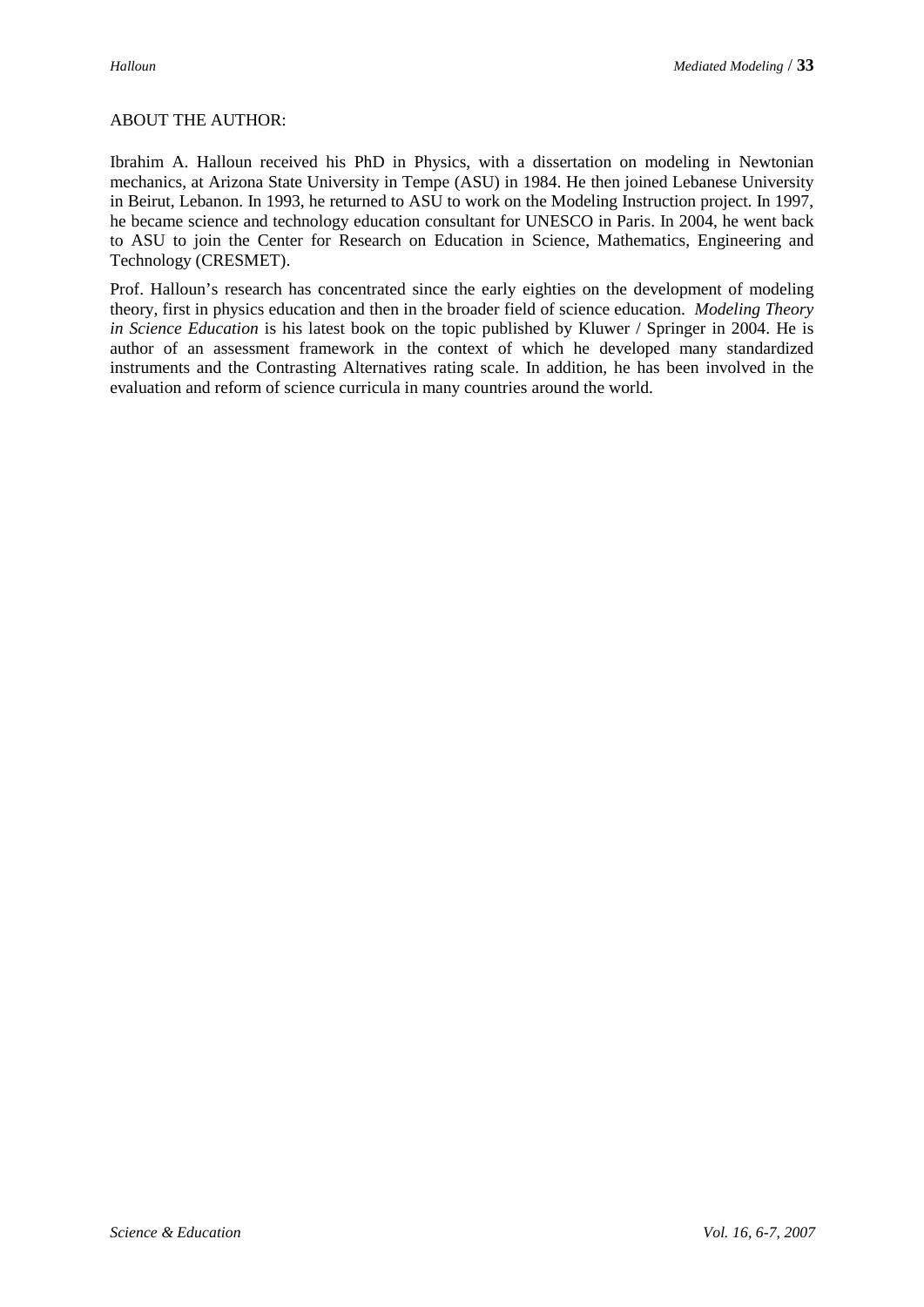ABOUT THE AUTHOR:

Ibrahim A. Halloun received his PhD in Physics, with a dissertation on modeling in Newtonian mechanics, at Arizona State University in Tempe (ASU) in 1984. He then joined Lebanese University in Beirut, Lebanon. In 1993, he returned to ASU to work on the Modeling Instruction project. In 1997, he became science and technology education consultant for UNESCO in Paris. In 2004, he went back to ASU to join the Center for Research on Education in Science, Mathematics, Engineering and Technology (CRESMET).

Prof. Halloun's research has concentrated since the early eighties on the development of modeling theory, first in physics education and then in the broader field of science education. *Modeling Theory in Science Education* is his latest book on the topic published by Kluwer / Springer in 2004. He is author of an assessment framework in the context of which he developed many standardized instruments and the Contrasting Alternatives rating scale. In addition, he has been involved in the evaluation and reform of science curricula in many countries around the world.